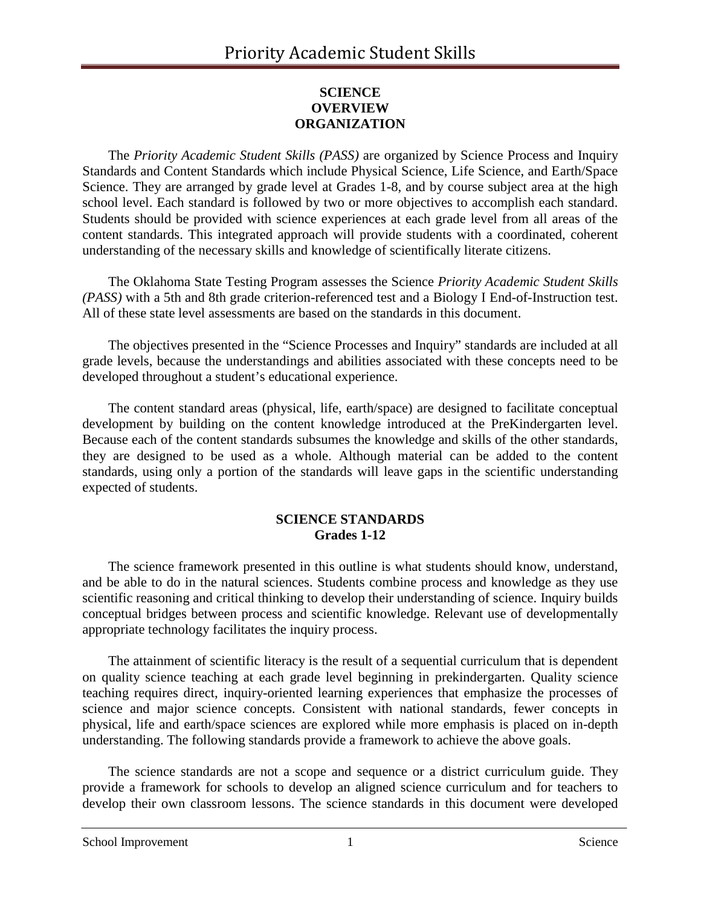# SCIENCE
## OVERVIEW
## ORGANIZATION

The *Priority Academic Student Skills (PASS)* are organized by Science Process and Inquiry Standards and Content Standards which include Physical Science, Life Science, and Earth/Space Science. They are arranged by grade level at Grades 1-8, and by course subject area at the high school level. Each standard is followed by two or more objectives to accomplish each standard. Students should be provided with science experiences at each grade level from all areas of the content standards. This integrated approach will provide students with a coordinated, coherent understanding of the necessary skills and knowledge of scientifically literate citizens.

The Oklahoma State Testing Program assesses the Science *Priority Academic Student Skills (PASS)* with a 5th and 8th grade criterion-referenced test and a Biology I End-of-Instruction test. All of these state level assessments are based on the standards in this document.

The objectives presented in the "Science Processes and Inquiry" standards are included at all grade levels, because the understandings and abilities associated with these concepts need to be developed throughout a student's educational experience.

The content standard areas (physical, life, earth/space) are designed to facilitate conceptual development by building on the content knowledge introduced at the PreKindergarten level. Because each of the content standards subsumes the knowledge and skills of the other standards, they are designed to be used as a whole. Although material can be added to the content standards, using only a portion of the standards will leave gaps in the scientific understanding expected of students.

## SCIENCE STANDARDS
### Grades 1-12

The science framework presented in this outline is what students should know, understand, and be able to do in the natural sciences. Students combine process and knowledge as they use scientific reasoning and critical thinking to develop their understanding of science. Inquiry builds conceptual bridges between process and scientific knowledge. Relevant use of developmentally appropriate technology facilitates the inquiry process.

The attainment of scientific literacy is the result of a sequential curriculum that is dependent on quality science teaching at each grade level beginning in prekindergarten. Quality science teaching requires direct, inquiry-oriented learning experiences that emphasize the processes of science and major science concepts. Consistent with national standards, fewer concepts in physical, life and earth/space sciences are explored while more emphasis is placed on in-depth understanding. The following standards provide a framework to achieve the above goals.

The science standards are not a scope and sequence or a district curriculum guide. They provide a framework for schools to develop an aligned science curriculum and for teachers to develop their own classroom lessons. The science standards in this document were developed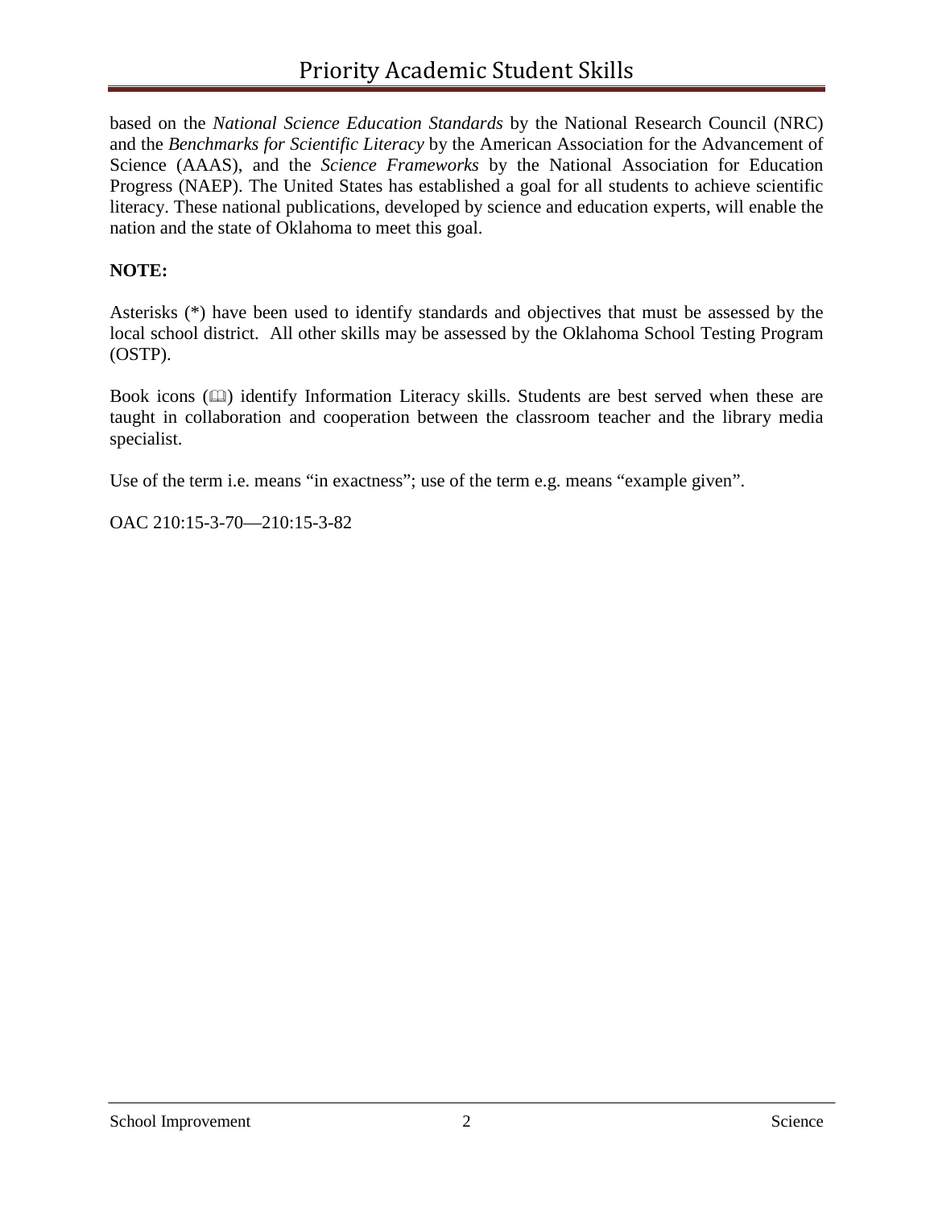based on the *National Science Education Standards* by the National Research Council (NRC) and the *Benchmarks for Scientific Literacy* by the American Association for the Advancement of Science (AAAS), and the *Science Frameworks* by the National Association for Education Progress (NAEP). The United States has established a goal for all students to achieve scientific literacy. These national publications, developed by science and education experts, will enable the nation and the state of Oklahoma to meet this goal.

**NOTE:**

Asterisks (*) have been used to identify standards and objectives that must be assessed by the local school district. All other skills may be assessed by the Oklahoma School Testing Program (OSTP).

Book icons (🕮) identify Information Literacy skills. Students are best served when these are taught in collaboration and cooperation between the classroom teacher and the library media specialist.

Use of the term i.e. means "in exactness"; use of the term e.g. means "example given".

OAC 210:15-3-70—210:15-3-82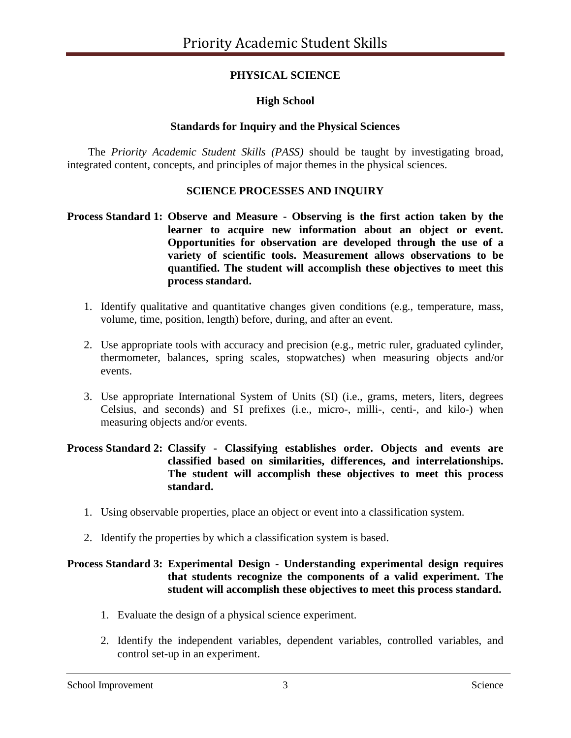## PHYSICAL SCIENCE

### High School

### Standards for Inquiry and the Physical Sciences

The *Priority Academic Student Skills (PASS)* should be taught by investigating broad, integrated content, concepts, and principles of major themes in the physical sciences.

### SCIENCE PROCESSES AND INQUIRY

**Process Standard 1: Observe and Measure - Observing is the first action taken by the learner to acquire new information about an object or event. Opportunities for observation are developed through the use of a variety of scientific tools. Measurement allows observations to be quantified. The student will accomplish these objectives to meet this process standard.**

1. Identify qualitative and quantitative changes given conditions (e.g., temperature, mass, volume, time, position, length) before, during, and after an event.

2. Use appropriate tools with accuracy and precision (e.g., metric ruler, graduated cylinder, thermometer, balances, spring scales, stopwatches) when measuring objects and/or events.

3. Use appropriate International System of Units (SI) (i.e., grams, meters, liters, degrees Celsius, and seconds) and SI prefixes (i.e., micro-, milli-, centi-, and kilo-) when measuring objects and/or events.

**Process Standard 2: Classify - Classifying establishes order. Objects and events are classified based on similarities, differences, and interrelationships. The student will accomplish these objectives to meet this process standard.**

1. Using observable properties, place an object or event into a classification system.

2. Identify the properties by which a classification system is based.

**Process Standard 3: Experimental Design - Understanding experimental design requires that students recognize the components of a valid experiment. The student will accomplish these objectives to meet this process standard.**

1. Evaluate the design of a physical science experiment.

2. Identify the independent variables, dependent variables, controlled variables, and control set-up in an experiment.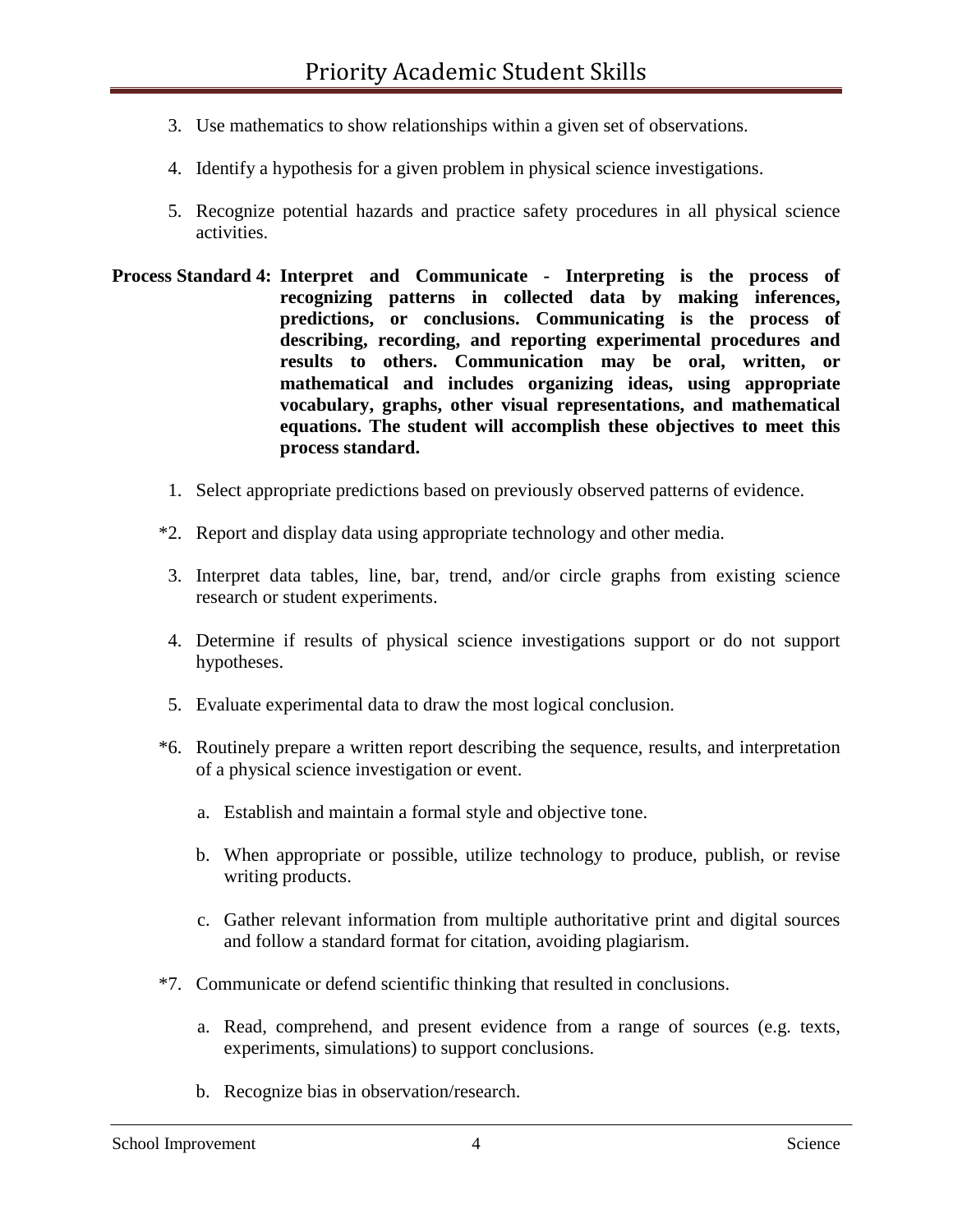3. Use mathematics to show relationships within a given set of observations.

4. Identify a hypothesis for a given problem in physical science investigations.

5. Recognize potential hazards and practice safety procedures in all physical science activities.

**Process Standard 4: Interpret and Communicate - Interpreting is the process of recognizing patterns in collected data by making inferences, predictions, or conclusions. Communicating is the process of describing, recording, and reporting experimental procedures and results to others. Communication may be oral, written, or mathematical and includes organizing ideas, using appropriate vocabulary, graphs, other visual representations, and mathematical equations. The student will accomplish these objectives to meet this process standard.**

1. Select appropriate predictions based on previously observed patterns of evidence.

*2. Report and display data using appropriate technology and other media.

3. Interpret data tables, line, bar, trend, and/or circle graphs from existing science research or student experiments.

4. Determine if results of physical science investigations support or do not support hypotheses.

5. Evaluate experimental data to draw the most logical conclusion.

*6. Routinely prepare a written report describing the sequence, results, and interpretation of a physical science investigation or event.

   a. Establish and maintain a formal style and objective tone.

   b. When appropriate or possible, utilize technology to produce, publish, or revise writing products.

   c. Gather relevant information from multiple authoritative print and digital sources and follow a standard format for citation, avoiding plagiarism.

*7. Communicate or defend scientific thinking that resulted in conclusions.

   a. Read, comprehend, and present evidence from a range of sources (e.g. texts, experiments, simulations) to support conclusions.

   b. Recognize bias in observation/research.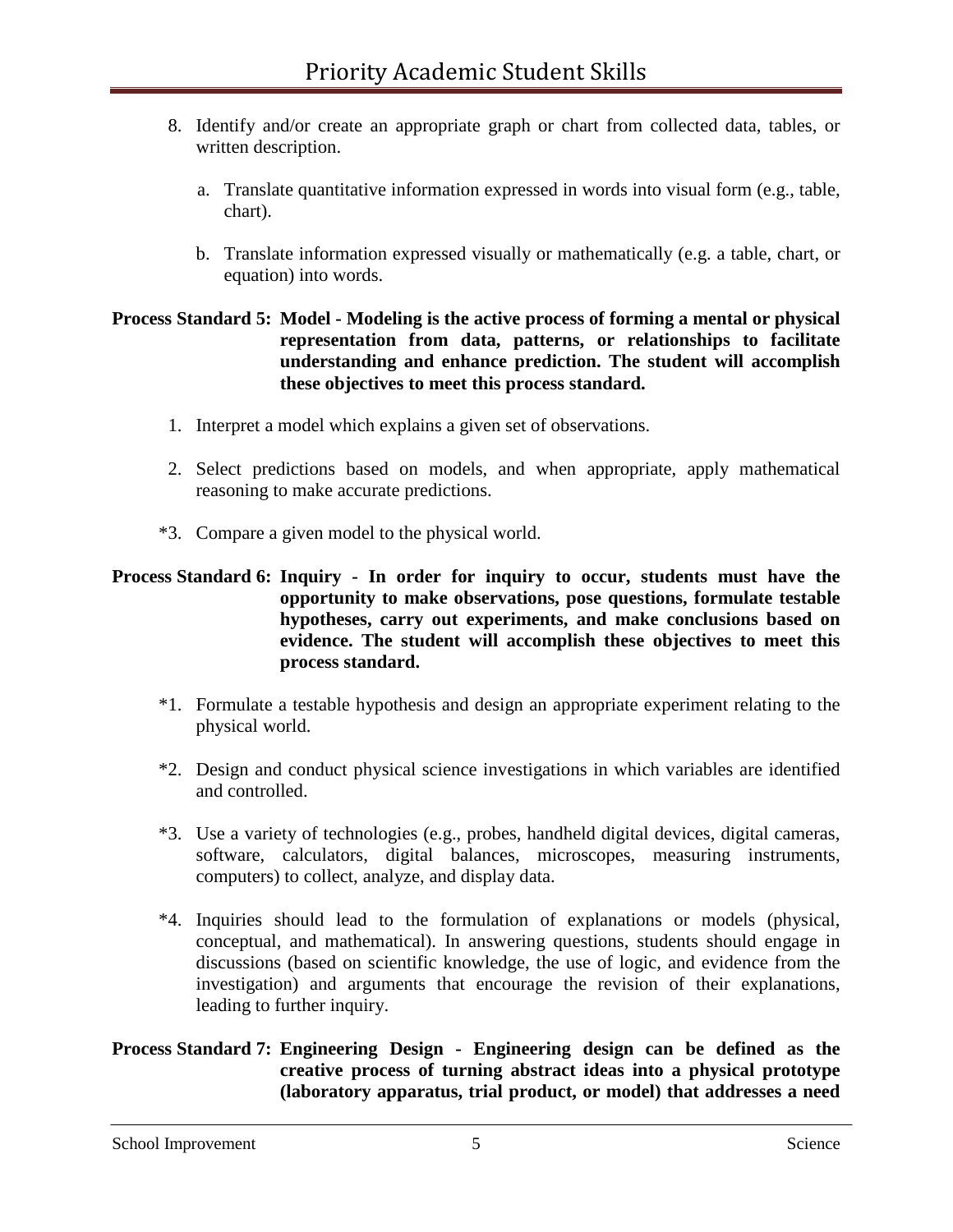8. Identify and/or create an appropriate graph or chart from collected data, tables, or written description.

   a. Translate quantitative information expressed in words into visual form (e.g., table, chart).

   b. Translate information expressed visually or mathematically (e.g. a table, chart, or equation) into words.

**Process Standard 5: Model - Modeling is the active process of forming a mental or physical representation from data, patterns, or relationships to facilitate understanding and enhance prediction. The student will accomplish these objectives to meet this process standard.**

1. Interpret a model which explains a given set of observations.

2. Select predictions based on models, and when appropriate, apply mathematical reasoning to make accurate predictions.

*3. Compare a given model to the physical world.

**Process Standard 6: Inquiry - In order for inquiry to occur, students must have the opportunity to make observations, pose questions, formulate testable hypotheses, carry out experiments, and make conclusions based on evidence. The student will accomplish these objectives to meet this process standard.**

*1. Formulate a testable hypothesis and design an appropriate experiment relating to the physical world.

*2. Design and conduct physical science investigations in which variables are identified and controlled.

*3. Use a variety of technologies (e.g., probes, handheld digital devices, digital cameras, software, calculators, digital balances, microscopes, measuring instruments, computers) to collect, analyze, and display data.

*4. Inquiries should lead to the formulation of explanations or models (physical, conceptual, and mathematical). In answering questions, students should engage in discussions (based on scientific knowledge, the use of logic, and evidence from the investigation) and arguments that encourage the revision of their explanations, leading to further inquiry.

**Process Standard 7: Engineering Design - Engineering design can be defined as the creative process of turning abstract ideas into a physical prototype (laboratory apparatus, trial product, or model) that addresses a need**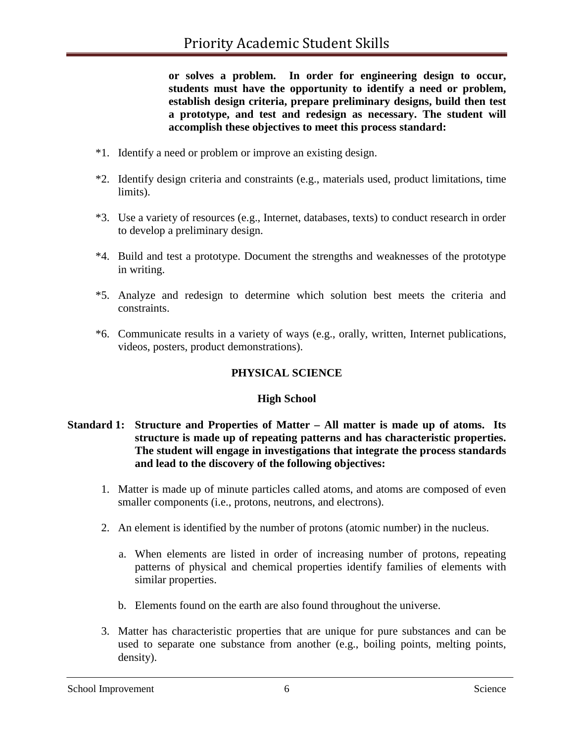**or solves a problem. In order for engineering design to occur, students must have the opportunity to identify a need or problem, establish design criteria, prepare preliminary designs, build then test a prototype, and test and redesign as necessary. The student will accomplish these objectives to meet this process standard:**

*1. Identify a need or problem or improve an existing design.

*2. Identify design criteria and constraints (e.g., materials used, product limitations, time limits).

*3. Use a variety of resources (e.g., Internet, databases, texts) to conduct research in order to develop a preliminary design.

*4. Build and test a prototype. Document the strengths and weaknesses of the prototype in writing.

*5. Analyze and redesign to determine which solution best meets the criteria and constraints.

*6. Communicate results in a variety of ways (e.g., orally, written, Internet publications, videos, posters, product demonstrations).

## PHYSICAL SCIENCE

### High School

**Standard 1: Structure and Properties of Matter – All matter is made up of atoms. Its structure is made up of repeating patterns and has characteristic properties. The student will engage in investigations that integrate the process standards and lead to the discovery of the following objectives:**

1. Matter is made up of minute particles called atoms, and atoms are composed of even smaller components (i.e., protons, neutrons, and electrons).

2. An element is identified by the number of protons (atomic number) in the nucleus.

   a. When elements are listed in order of increasing number of protons, repeating patterns of physical and chemical properties identify families of elements with similar properties.

   b. Elements found on the earth are also found throughout the universe.

3. Matter has characteristic properties that are unique for pure substances and can be used to separate one substance from another (e.g., boiling points, melting points, density).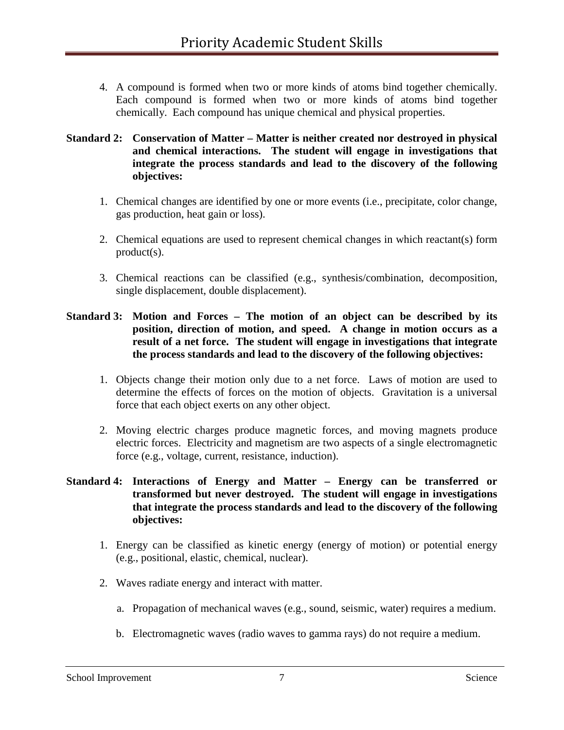4. A compound is formed when two or more kinds of atoms bind together chemically. Each compound is formed when two or more kinds of atoms bind together chemically. Each compound has unique chemical and physical properties.

**Standard 2: Conservation of Matter – Matter is neither created nor destroyed in physical and chemical interactions. The student will engage in investigations that integrate the process standards and lead to the discovery of the following objectives:**

1. Chemical changes are identified by one or more events (i.e., precipitate, color change, gas production, heat gain or loss).
2. Chemical equations are used to represent chemical changes in which reactant(s) form product(s).
3. Chemical reactions can be classified (e.g., synthesis/combination, decomposition, single displacement, double displacement).

**Standard 3: Motion and Forces – The motion of an object can be described by its position, direction of motion, and speed. A change in motion occurs as a result of a net force. The student will engage in investigations that integrate the process standards and lead to the discovery of the following objectives:**

1. Objects change their motion only due to a net force. Laws of motion are used to determine the effects of forces on the motion of objects. Gravitation is a universal force that each object exerts on any other object.
2. Moving electric charges produce magnetic forces, and moving magnets produce electric forces. Electricity and magnetism are two aspects of a single electromagnetic force (e.g., voltage, current, resistance, induction).

**Standard 4: Interactions of Energy and Matter – Energy can be transferred or transformed but never destroyed. The student will engage in investigations that integrate the process standards and lead to the discovery of the following objectives:**

1. Energy can be classified as kinetic energy (energy of motion) or potential energy (e.g., positional, elastic, chemical, nuclear).
2. Waves radiate energy and interact with matter.
   a. Propagation of mechanical waves (e.g., sound, seismic, water) requires a medium.
   b. Electromagnetic waves (radio waves to gamma rays) do not require a medium.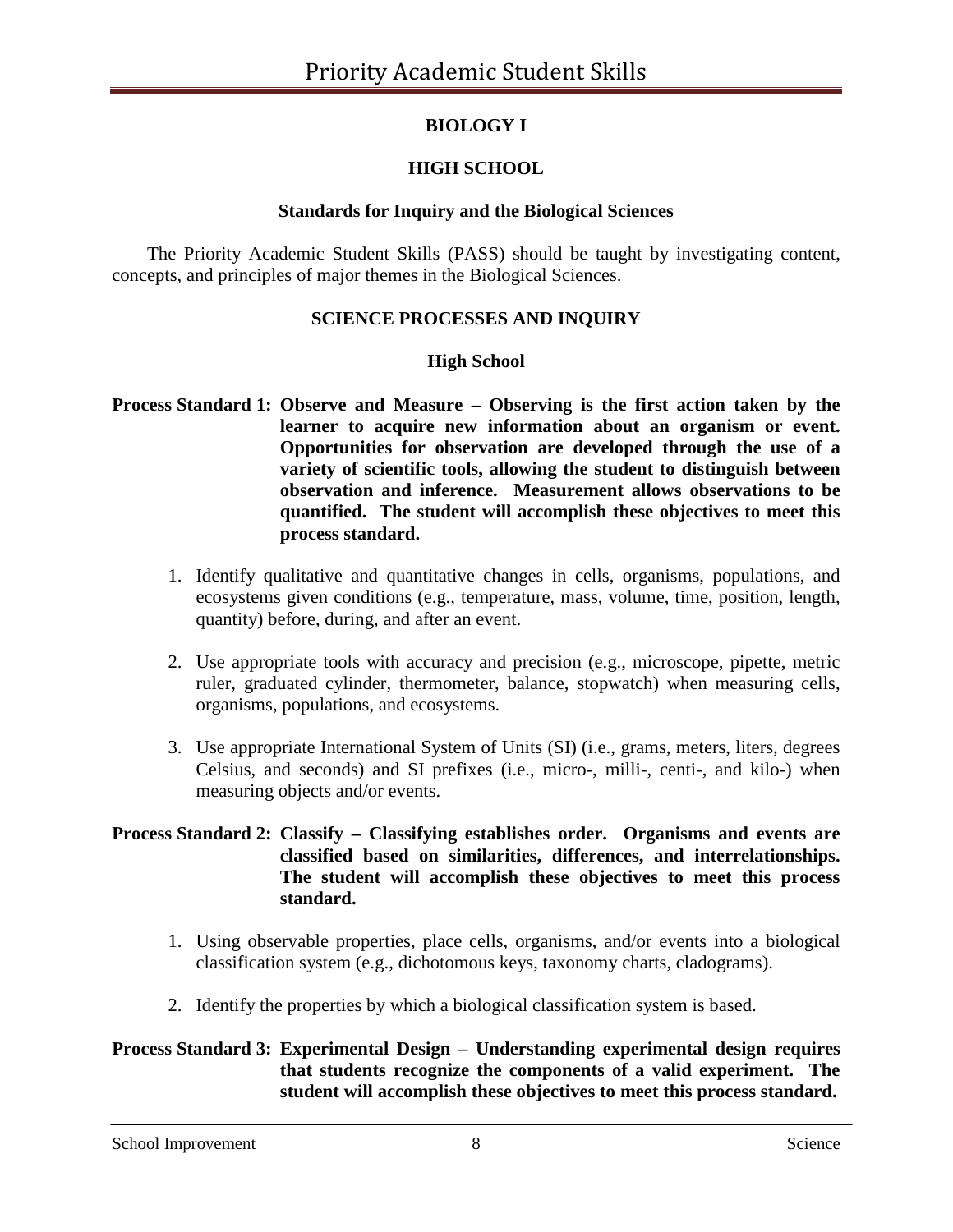## BIOLOGY I

### HIGH SCHOOL

### Standards for Inquiry and the Biological Sciences

The Priority Academic Student Skills (PASS) should be taught by investigating content, concepts, and principles of major themes in the Biological Sciences.

### SCIENCE PROCESSES AND INQUIRY

### High School

**Process Standard 1: Observe and Measure – Observing is the first action taken by the learner to acquire new information about an organism or event. Opportunities for observation are developed through the use of a variety of scientific tools, allowing the student to distinguish between observation and inference. Measurement allows observations to be quantified. The student will accomplish these objectives to meet this process standard.**

1. Identify qualitative and quantitative changes in cells, organisms, populations, and ecosystems given conditions (e.g., temperature, mass, volume, time, position, length, quantity) before, during, and after an event.

2. Use appropriate tools with accuracy and precision (e.g., microscope, pipette, metric ruler, graduated cylinder, thermometer, balance, stopwatch) when measuring cells, organisms, populations, and ecosystems.

3. Use appropriate International System of Units (SI) (i.e., grams, meters, liters, degrees Celsius, and seconds) and SI prefixes (i.e., micro-, milli-, centi-, and kilo-) when measuring objects and/or events.

**Process Standard 2: Classify – Classifying establishes order. Organisms and events are classified based on similarities, differences, and interrelationships. The student will accomplish these objectives to meet this process standard.**

1. Using observable properties, place cells, organisms, and/or events into a biological classification system (e.g., dichotomous keys, taxonomy charts, cladograms).

2. Identify the properties by which a biological classification system is based.

**Process Standard 3: Experimental Design – Understanding experimental design requires that students recognize the components of a valid experiment. The student will accomplish these objectives to meet this process standard.**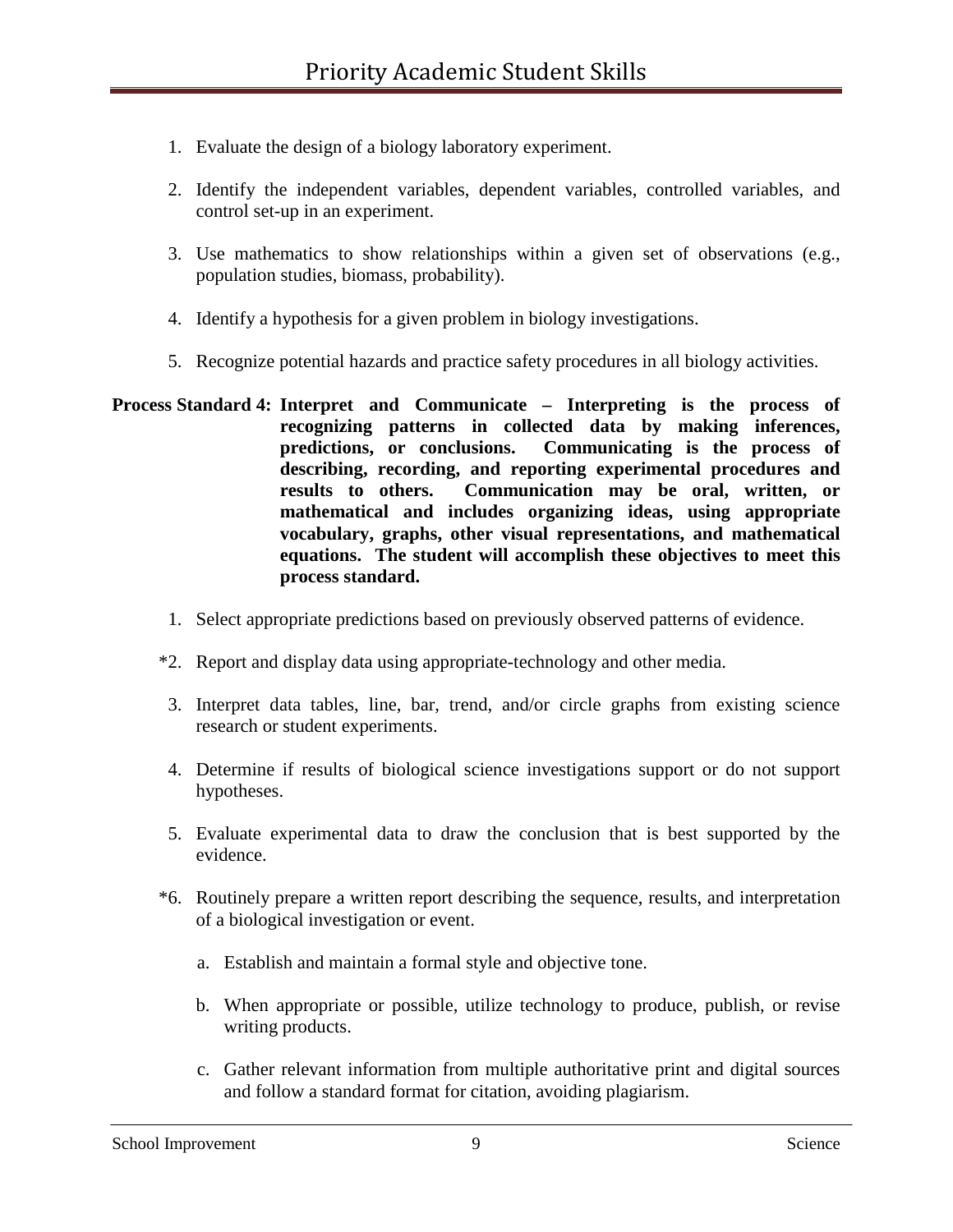1. Evaluate the design of a biology laboratory experiment.

2. Identify the independent variables, dependent variables, controlled variables, and control set-up in an experiment.

3. Use mathematics to show relationships within a given set of observations (e.g., population studies, biomass, probability).

4. Identify a hypothesis for a given problem in biology investigations.

5. Recognize potential hazards and practice safety procedures in all biology activities.

**Process Standard 4: Interpret and Communicate – Interpreting is the process of recognizing patterns in collected data by making inferences, predictions, or conclusions. Communicating is the process of describing, recording, and reporting experimental procedures and results to others. Communication may be oral, written, or mathematical and includes organizing ideas, using appropriate vocabulary, graphs, other visual representations, and mathematical equations. The student will accomplish these objectives to meet this process standard.**

1. Select appropriate predictions based on previously observed patterns of evidence.

*2. Report and display data using appropriate-technology and other media.

3. Interpret data tables, line, bar, trend, and/or circle graphs from existing science research or student experiments.

4. Determine if results of biological science investigations support or do not support hypotheses.

5. Evaluate experimental data to draw the conclusion that is best supported by the evidence.

*6. Routinely prepare a written report describing the sequence, results, and interpretation of a biological investigation or event.

   a. Establish and maintain a formal style and objective tone.

   b. When appropriate or possible, utilize technology to produce, publish, or revise writing products.

   c. Gather relevant information from multiple authoritative print and digital sources and follow a standard format for citation, avoiding plagiarism.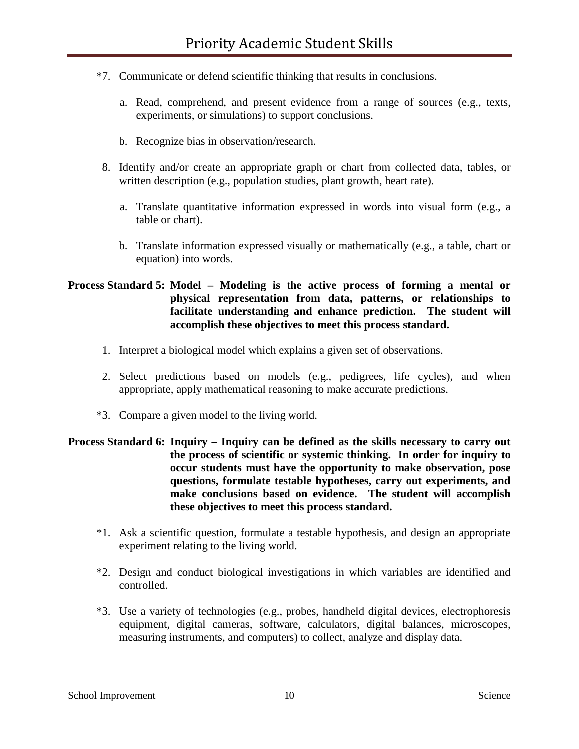*7. Communicate or defend scientific thinking that results in conclusions.

   a. Read, comprehend, and present evidence from a range of sources (e.g., texts, experiments, or simulations) to support conclusions.

   b. Recognize bias in observation/research.

8. Identify and/or create an appropriate graph or chart from collected data, tables, or written description (e.g., population studies, plant growth, heart rate).

   a. Translate quantitative information expressed in words into visual form (e.g., a table or chart).

   b. Translate information expressed visually or mathematically (e.g., a table, chart or equation) into words.

**Process Standard 5: Model – Modeling is the active process of forming a mental or physical representation from data, patterns, or relationships to facilitate understanding and enhance prediction. The student will accomplish these objectives to meet this process standard.**

1. Interpret a biological model which explains a given set of observations.

2. Select predictions based on models (e.g., pedigrees, life cycles), and when appropriate, apply mathematical reasoning to make accurate predictions.

*3. Compare a given model to the living world.

**Process Standard 6: Inquiry – Inquiry can be defined as the skills necessary to carry out the process of scientific or systemic thinking. In order for inquiry to occur students must have the opportunity to make observation, pose questions, formulate testable hypotheses, carry out experiments, and make conclusions based on evidence. The student will accomplish these objectives to meet this process standard.**

*1. Ask a scientific question, formulate a testable hypothesis, and design an appropriate experiment relating to the living world.

*2. Design and conduct biological investigations in which variables are identified and controlled.

*3. Use a variety of technologies (e.g., probes, handheld digital devices, electrophoresis equipment, digital cameras, software, calculators, digital balances, microscopes, measuring instruments, and computers) to collect, analyze and display data.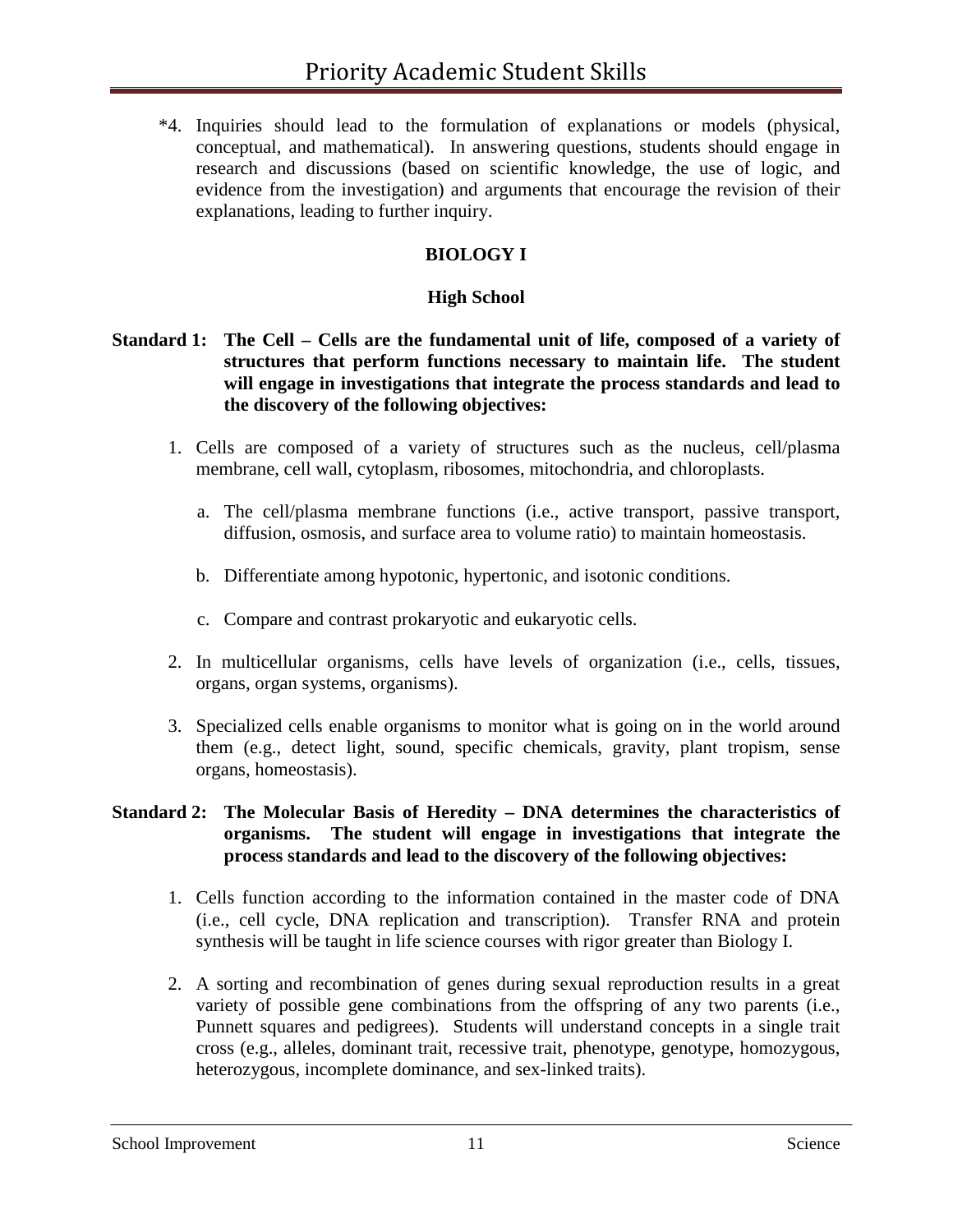*4. Inquiries should lead to the formulation of explanations or models (physical, conceptual, and mathematical). In answering questions, students should engage in research and discussions (based on scientific knowledge, the use of logic, and evidence from the investigation) and arguments that encourage the revision of their explanations, leading to further inquiry.

## BIOLOGY I

### High School

**Standard 1: The Cell – Cells are the fundamental unit of life, composed of a variety of structures that perform functions necessary to maintain life. The student will engage in investigations that integrate the process standards and lead to the discovery of the following objectives:**

1. Cells are composed of a variety of structures such as the nucleus, cell/plasma membrane, cell wall, cytoplasm, ribosomes, mitochondria, and chloroplasts.
    a. The cell/plasma membrane functions (i.e., active transport, passive transport, diffusion, osmosis, and surface area to volume ratio) to maintain homeostasis.
    b. Differentiate among hypotonic, hypertonic, and isotonic conditions.
    c. Compare and contrast prokaryotic and eukaryotic cells.
2. In multicellular organisms, cells have levels of organization (i.e., cells, tissues, organs, organ systems, organisms).
3. Specialized cells enable organisms to monitor what is going on in the world around them (e.g., detect light, sound, specific chemicals, gravity, plant tropism, sense organs, homeostasis).

**Standard 2: The Molecular Basis of Heredity – DNA determines the characteristics of organisms. The student will engage in investigations that integrate the process standards and lead to the discovery of the following objectives:**

1. Cells function according to the information contained in the master code of DNA (i.e., cell cycle, DNA replication and transcription). Transfer RNA and protein synthesis will be taught in life science courses with rigor greater than Biology I.
2. A sorting and recombination of genes during sexual reproduction results in a great variety of possible gene combinations from the offspring of any two parents (i.e., Punnett squares and pedigrees). Students will understand concepts in a single trait cross (e.g., alleles, dominant trait, recessive trait, phenotype, genotype, homozygous, heterozygous, incomplete dominance, and sex-linked traits).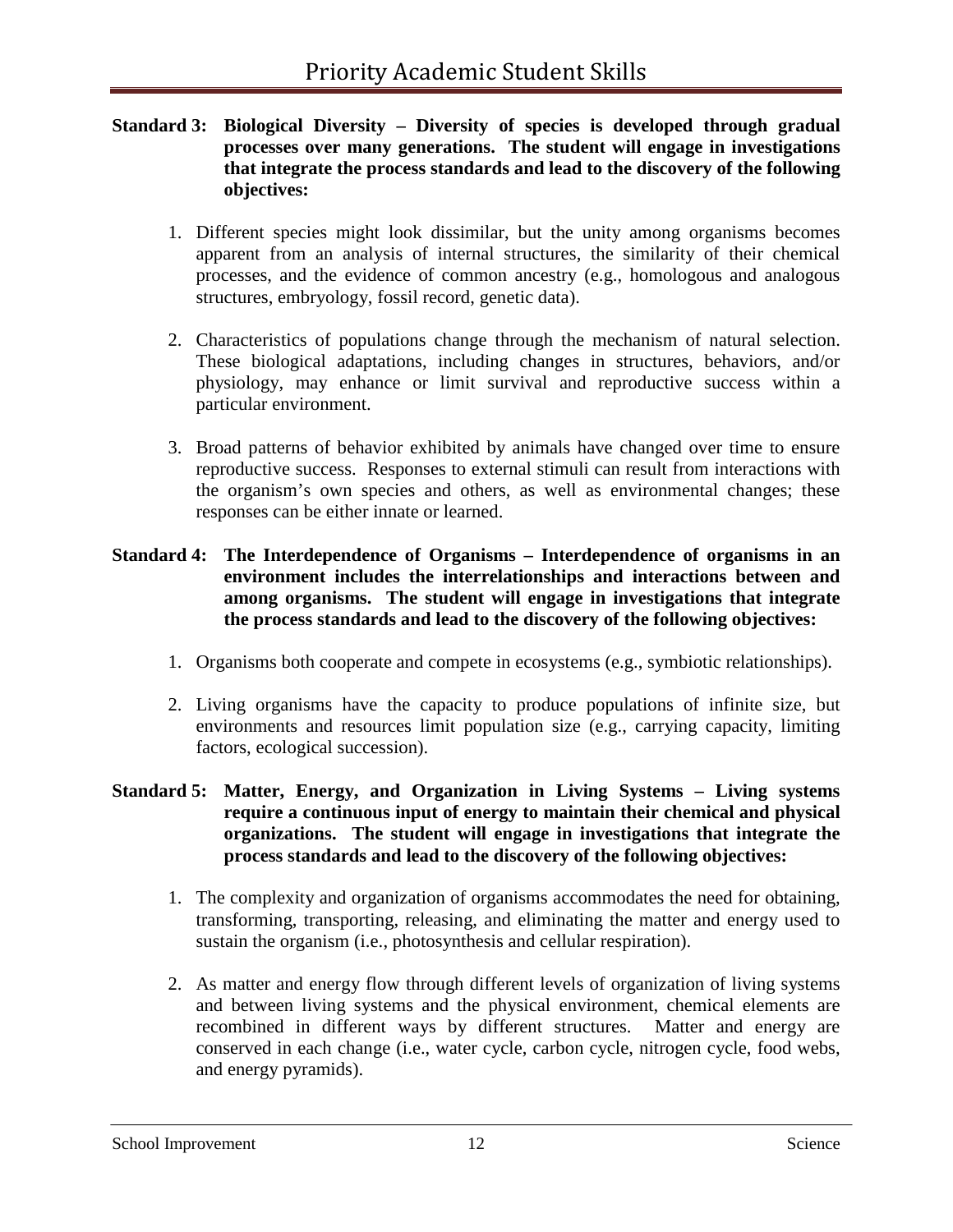**Standard 3: Biological Diversity – Diversity of species is developed through gradual processes over many generations. The student will engage in investigations that integrate the process standards and lead to the discovery of the following objectives:**

1. Different species might look dissimilar, but the unity among organisms becomes apparent from an analysis of internal structures, the similarity of their chemical processes, and the evidence of common ancestry (e.g., homologous and analogous structures, embryology, fossil record, genetic data).

2. Characteristics of populations change through the mechanism of natural selection. These biological adaptations, including changes in structures, behaviors, and/or physiology, may enhance or limit survival and reproductive success within a particular environment.

3. Broad patterns of behavior exhibited by animals have changed over time to ensure reproductive success. Responses to external stimuli can result from interactions with the organism's own species and others, as well as environmental changes; these responses can be either innate or learned.

**Standard 4: The Interdependence of Organisms – Interdependence of organisms in an environment includes the interrelationships and interactions between and among organisms. The student will engage in investigations that integrate the process standards and lead to the discovery of the following objectives:**

1. Organisms both cooperate and compete in ecosystems (e.g., symbiotic relationships).

2. Living organisms have the capacity to produce populations of infinite size, but environments and resources limit population size (e.g., carrying capacity, limiting factors, ecological succession).

**Standard 5: Matter, Energy, and Organization in Living Systems – Living systems require a continuous input of energy to maintain their chemical and physical organizations. The student will engage in investigations that integrate the process standards and lead to the discovery of the following objectives:**

1. The complexity and organization of organisms accommodates the need for obtaining, transforming, transporting, releasing, and eliminating the matter and energy used to sustain the organism (i.e., photosynthesis and cellular respiration).

2. As matter and energy flow through different levels of organization of living systems and between living systems and the physical environment, chemical elements are recombined in different ways by different structures. Matter and energy are conserved in each change (i.e., water cycle, carbon cycle, nitrogen cycle, food webs, and energy pyramids).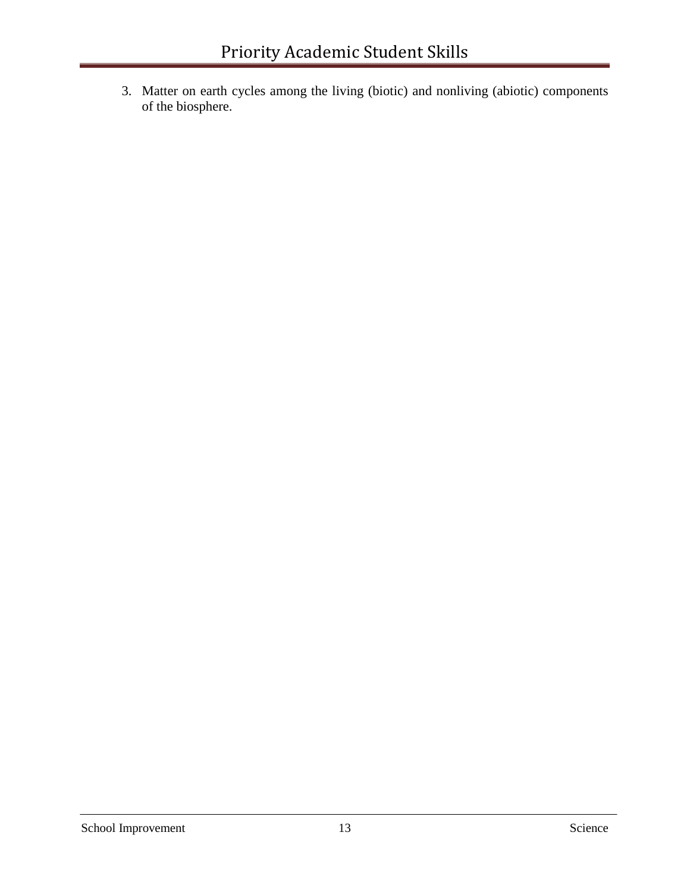3. Matter on earth cycles among the living (biotic) and nonliving (abiotic) components of the biosphere.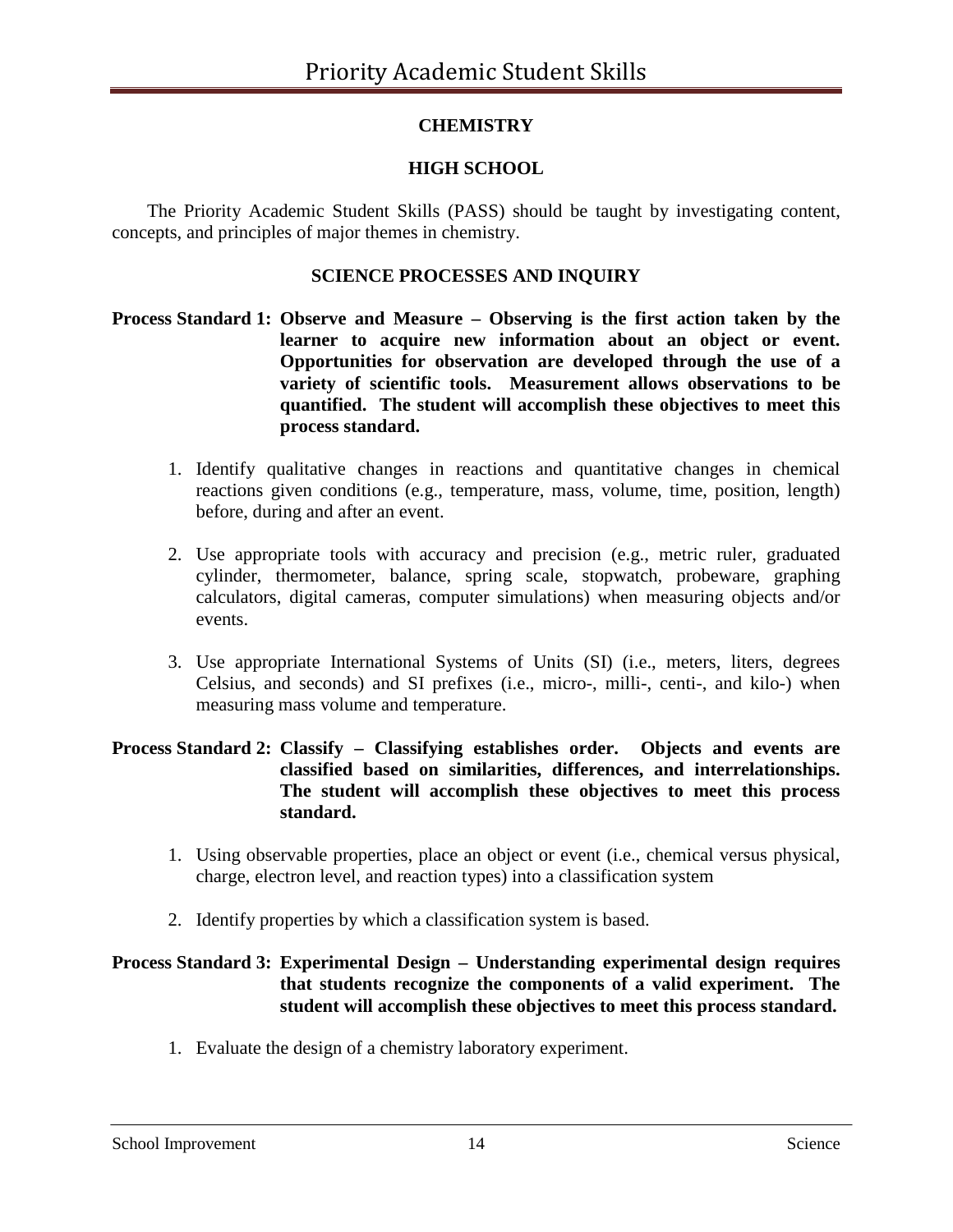## CHEMISTRY

## HIGH SCHOOL

The Priority Academic Student Skills (PASS) should be taught by investigating content, concepts, and principles of major themes in chemistry.

### SCIENCE PROCESSES AND INQUIRY

**Process Standard 1: Observe and Measure – Observing is the first action taken by the learner to acquire new information about an object or event. Opportunities for observation are developed through the use of a variety of scientific tools. Measurement allows observations to be quantified. The student will accomplish these objectives to meet this process standard.**

1. Identify qualitative changes in reactions and quantitative changes in chemical reactions given conditions (e.g., temperature, mass, volume, time, position, length) before, during and after an event.

2. Use appropriate tools with accuracy and precision (e.g., metric ruler, graduated cylinder, thermometer, balance, spring scale, stopwatch, probeware, graphing calculators, digital cameras, computer simulations) when measuring objects and/or events.

3. Use appropriate International Systems of Units (SI) (i.e., meters, liters, degrees Celsius, and seconds) and SI prefixes (i.e., micro-, milli-, centi-, and kilo-) when measuring mass volume and temperature.

**Process Standard 2: Classify – Classifying establishes order. Objects and events are classified based on similarities, differences, and interrelationships. The student will accomplish these objectives to meet this process standard.**

1. Using observable properties, place an object or event (i.e., chemical versus physical, charge, electron level, and reaction types) into a classification system

2. Identify properties by which a classification system is based.

**Process Standard 3: Experimental Design – Understanding experimental design requires that students recognize the components of a valid experiment. The student will accomplish these objectives to meet this process standard.**

1. Evaluate the design of a chemistry laboratory experiment.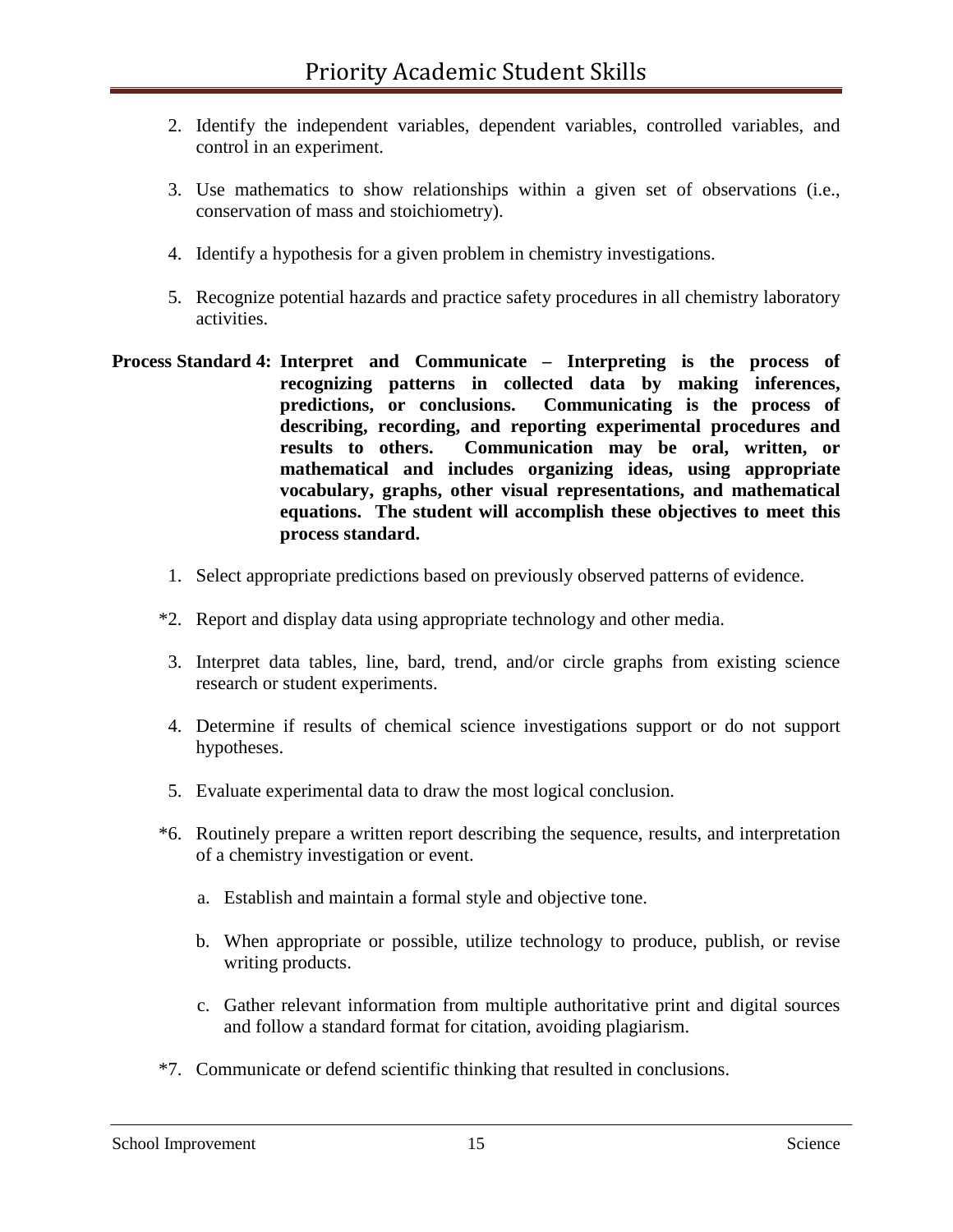2. Identify the independent variables, dependent variables, controlled variables, and control in an experiment.

3. Use mathematics to show relationships within a given set of observations (i.e., conservation of mass and stoichiometry).

4. Identify a hypothesis for a given problem in chemistry investigations.

5. Recognize potential hazards and practice safety procedures in all chemistry laboratory activities.

**Process Standard 4: Interpret and Communicate – Interpreting is the process of recognizing patterns in collected data by making inferences, predictions, or conclusions. Communicating is the process of describing, recording, and reporting experimental procedures and results to others. Communication may be oral, written, or mathematical and includes organizing ideas, using appropriate vocabulary, graphs, other visual representations, and mathematical equations. The student will accomplish these objectives to meet this process standard.**

1. Select appropriate predictions based on previously observed patterns of evidence.

*2. Report and display data using appropriate technology and other media.

3. Interpret data tables, line, bard, trend, and/or circle graphs from existing science research or student experiments.

4. Determine if results of chemical science investigations support or do not support hypotheses.

5. Evaluate experimental data to draw the most logical conclusion.

*6. Routinely prepare a written report describing the sequence, results, and interpretation of a chemistry investigation or event.

   a. Establish and maintain a formal style and objective tone.

   b. When appropriate or possible, utilize technology to produce, publish, or revise writing products.

   c. Gather relevant information from multiple authoritative print and digital sources and follow a standard format for citation, avoiding plagiarism.

*7. Communicate or defend scientific thinking that resulted in conclusions.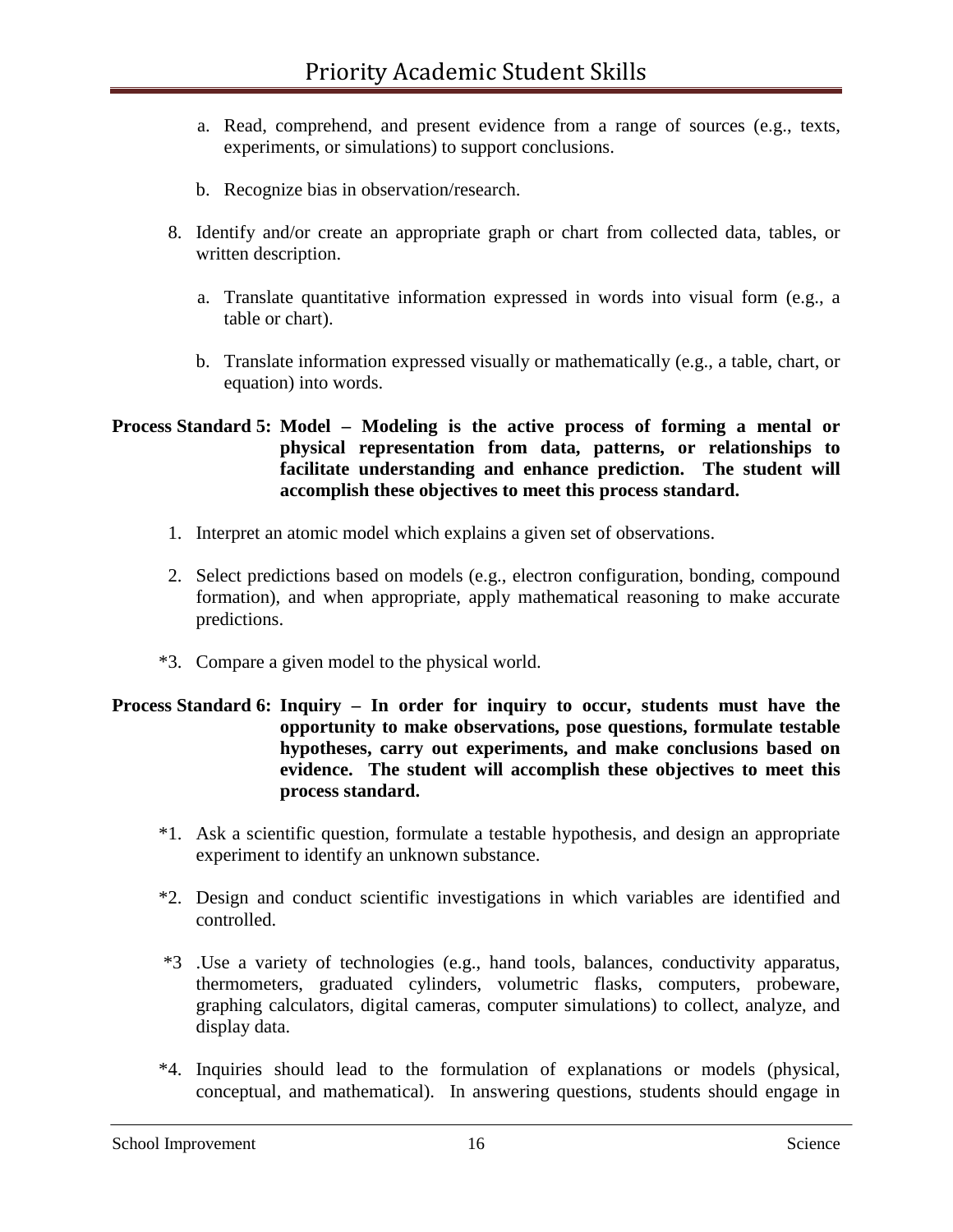a. Read, comprehend, and present evidence from a range of sources (e.g., texts, experiments, or simulations) to support conclusions.

b. Recognize bias in observation/research.

8. Identify and/or create an appropriate graph or chart from collected data, tables, or written description.

   a. Translate quantitative information expressed in words into visual form (e.g., a table or chart).

   b. Translate information expressed visually or mathematically (e.g., a table, chart, or equation) into words.

**Process Standard 5: Model – Modeling is the active process of forming a mental or physical representation from data, patterns, or relationships to facilitate understanding and enhance prediction. The student will accomplish these objectives to meet this process standard.**

1. Interpret an atomic model which explains a given set of observations.

2. Select predictions based on models (e.g., electron configuration, bonding, compound formation), and when appropriate, apply mathematical reasoning to make accurate predictions.

*3. Compare a given model to the physical world.

**Process Standard 6: Inquiry – In order for inquiry to occur, students must have the opportunity to make observations, pose questions, formulate testable hypotheses, carry out experiments, and make conclusions based on evidence. The student will accomplish these objectives to meet this process standard.**

*1. Ask a scientific question, formulate a testable hypothesis, and design an appropriate experiment to identify an unknown substance.

*2. Design and conduct scientific investigations in which variables are identified and controlled.

*3 .Use a variety of technologies (e.g., hand tools, balances, conductivity apparatus, thermometers, graduated cylinders, volumetric flasks, computers, probeware, graphing calculators, digital cameras, computer simulations) to collect, analyze, and display data.

*4. Inquiries should lead to the formulation of explanations or models (physical, conceptual, and mathematical). In answering questions, students should engage in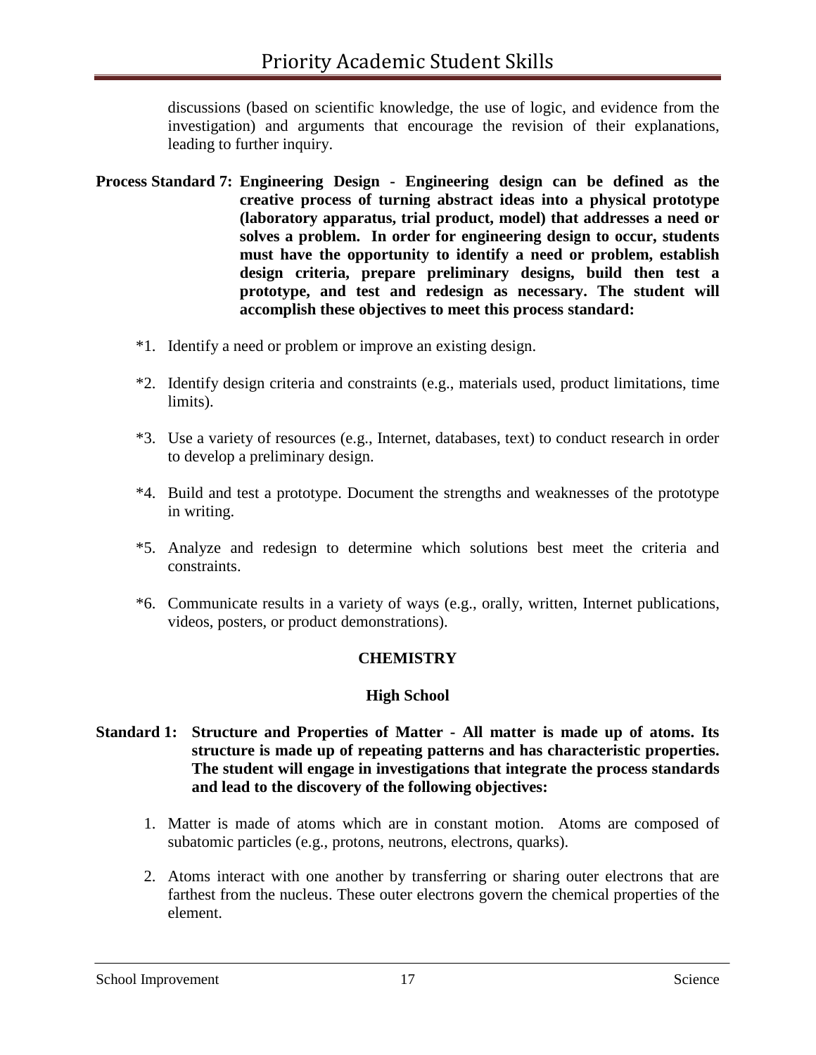discussions (based on scientific knowledge, the use of logic, and evidence from the investigation) and arguments that encourage the revision of their explanations, leading to further inquiry.

**Process Standard 7: Engineering Design - Engineering design can be defined as the creative process of turning abstract ideas into a physical prototype (laboratory apparatus, trial product, model) that addresses a need or solves a problem. In order for engineering design to occur, students must have the opportunity to identify a need or problem, establish design criteria, prepare preliminary designs, build then test a prototype, and test and redesign as necessary. The student will accomplish these objectives to meet this process standard:**

*1. Identify a need or problem or improve an existing design.

*2. Identify design criteria and constraints (e.g., materials used, product limitations, time limits).

*3. Use a variety of resources (e.g., Internet, databases, text) to conduct research in order to develop a preliminary design.

*4. Build and test a prototype. Document the strengths and weaknesses of the prototype in writing.

*5. Analyze and redesign to determine which solutions best meet the criteria and constraints.

*6. Communicate results in a variety of ways (e.g., orally, written, Internet publications, videos, posters, or product demonstrations).

## CHEMISTRY

### High School

**Standard 1: Structure and Properties of Matter - All matter is made up of atoms. Its structure is made up of repeating patterns and has characteristic properties. The student will engage in investigations that integrate the process standards and lead to the discovery of the following objectives:**

1. Matter is made of atoms which are in constant motion. Atoms are composed of subatomic particles (e.g., protons, neutrons, electrons, quarks).
2. Atoms interact with one another by transferring or sharing outer electrons that are farthest from the nucleus. These outer electrons govern the chemical properties of the element.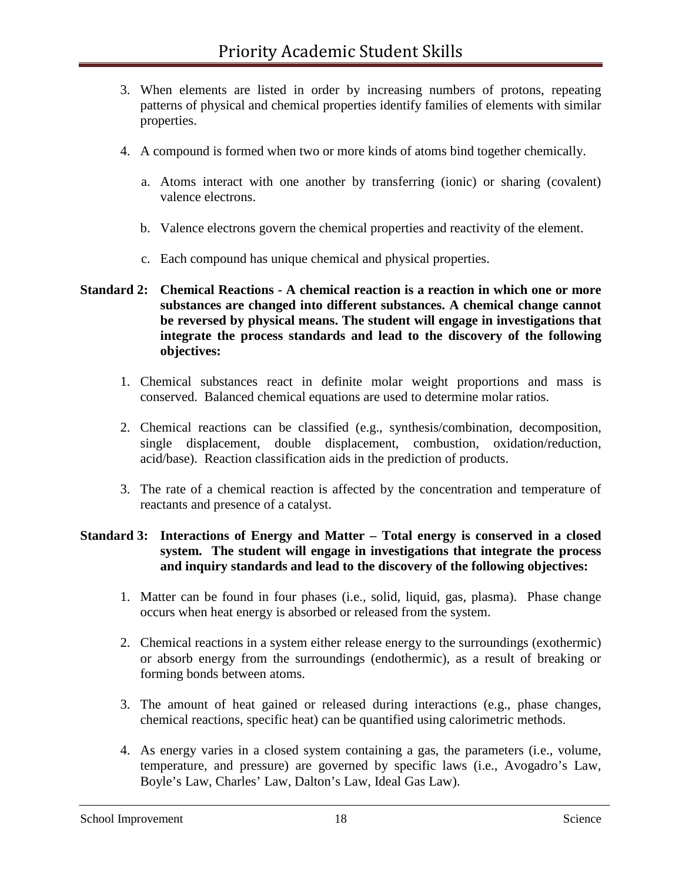3. When elements are listed in order by increasing numbers of protons, repeating patterns of physical and chemical properties identify families of elements with similar properties.

4. A compound is formed when two or more kinds of atoms bind together chemically.

   a. Atoms interact with one another by transferring (ionic) or sharing (covalent) valence electrons.

   b. Valence electrons govern the chemical properties and reactivity of the element.

   c. Each compound has unique chemical and physical properties.

**Standard 2: Chemical Reactions - A chemical reaction is a reaction in which one or more substances are changed into different substances. A chemical change cannot be reversed by physical means. The student will engage in investigations that integrate the process standards and lead to the discovery of the following objectives:**

1. Chemical substances react in definite molar weight proportions and mass is conserved. Balanced chemical equations are used to determine molar ratios.

2. Chemical reactions can be classified (e.g., synthesis/combination, decomposition, single displacement, double displacement, combustion, oxidation/reduction, acid/base). Reaction classification aids in the prediction of products.

3. The rate of a chemical reaction is affected by the concentration and temperature of reactants and presence of a catalyst.

**Standard 3: Interactions of Energy and Matter – Total energy is conserved in a closed system. The student will engage in investigations that integrate the process and inquiry standards and lead to the discovery of the following objectives:**

1. Matter can be found in four phases (i.e., solid, liquid, gas, plasma). Phase change occurs when heat energy is absorbed or released from the system.

2. Chemical reactions in a system either release energy to the surroundings (exothermic) or absorb energy from the surroundings (endothermic), as a result of breaking or forming bonds between atoms.

3. The amount of heat gained or released during interactions (e.g., phase changes, chemical reactions, specific heat) can be quantified using calorimetric methods.

4. As energy varies in a closed system containing a gas, the parameters (i.e., volume, temperature, and pressure) are governed by specific laws (i.e., Avogadro's Law, Boyle's Law, Charles' Law, Dalton's Law, Ideal Gas Law).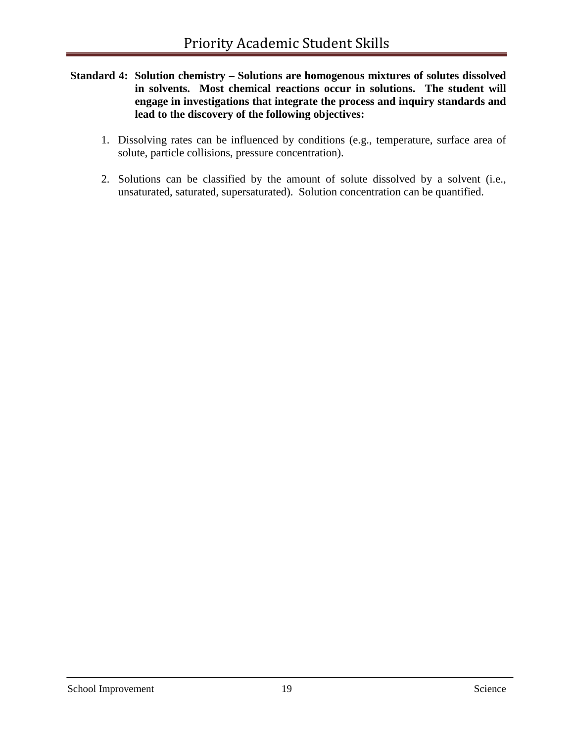**Standard 4: Solution chemistry – Solutions are homogenous mixtures of solutes dissolved in solvents. Most chemical reactions occur in solutions. The student will engage in investigations that integrate the process and inquiry standards and lead to the discovery of the following objectives:**

1. Dissolving rates can be influenced by conditions (e.g., temperature, surface area of solute, particle collisions, pressure concentration).

2. Solutions can be classified by the amount of solute dissolved by a solvent (i.e., unsaturated, saturated, supersaturated). Solution concentration can be quantified.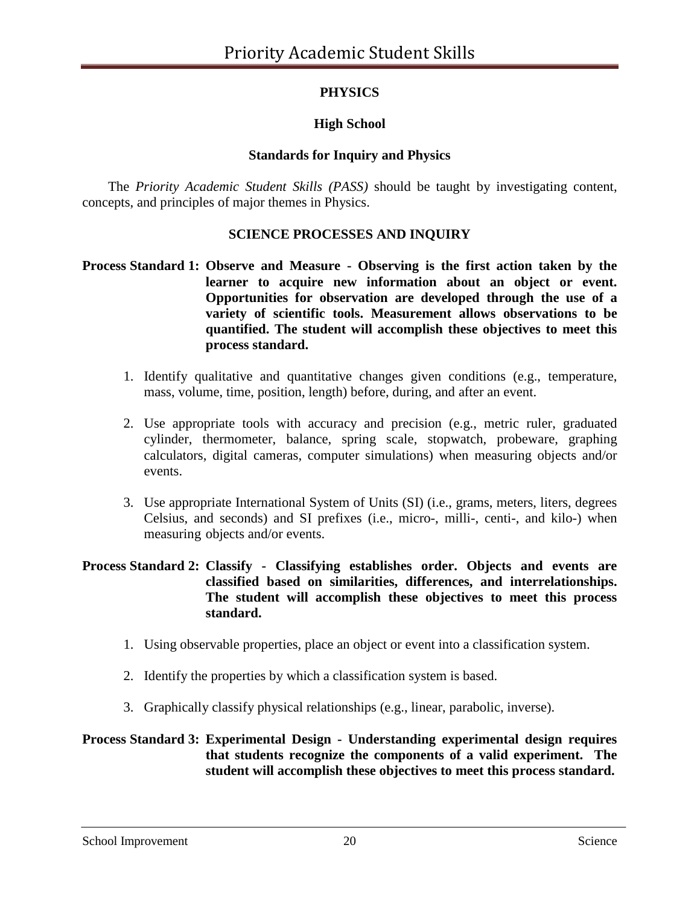## PHYSICS

### High School

### Standards for Inquiry and Physics

The *Priority Academic Student Skills (PASS)* should be taught by investigating content, concepts, and principles of major themes in Physics.

### SCIENCE PROCESSES AND INQUIRY

**Process Standard 1: Observe and Measure - Observing is the first action taken by the learner to acquire new information about an object or event. Opportunities for observation are developed through the use of a variety of scientific tools. Measurement allows observations to be quantified. The student will accomplish these objectives to meet this process standard.**

1. Identify qualitative and quantitative changes given conditions (e.g., temperature, mass, volume, time, position, length) before, during, and after an event.
2. Use appropriate tools with accuracy and precision (e.g., metric ruler, graduated cylinder, thermometer, balance, spring scale, stopwatch, probeware, graphing calculators, digital cameras, computer simulations) when measuring objects and/or events.
3. Use appropriate International System of Units (SI) (i.e., grams, meters, liters, degrees Celsius, and seconds) and SI prefixes (i.e., micro-, milli-, centi-, and kilo-) when measuring objects and/or events.

**Process Standard 2: Classify - Classifying establishes order. Objects and events are classified based on similarities, differences, and interrelationships. The student will accomplish these objectives to meet this process standard.**

1. Using observable properties, place an object or event into a classification system.
2. Identify the properties by which a classification system is based.
3. Graphically classify physical relationships (e.g., linear, parabolic, inverse).

**Process Standard 3: Experimental Design - Understanding experimental design requires that students recognize the components of a valid experiment. The student will accomplish these objectives to meet this process standard.**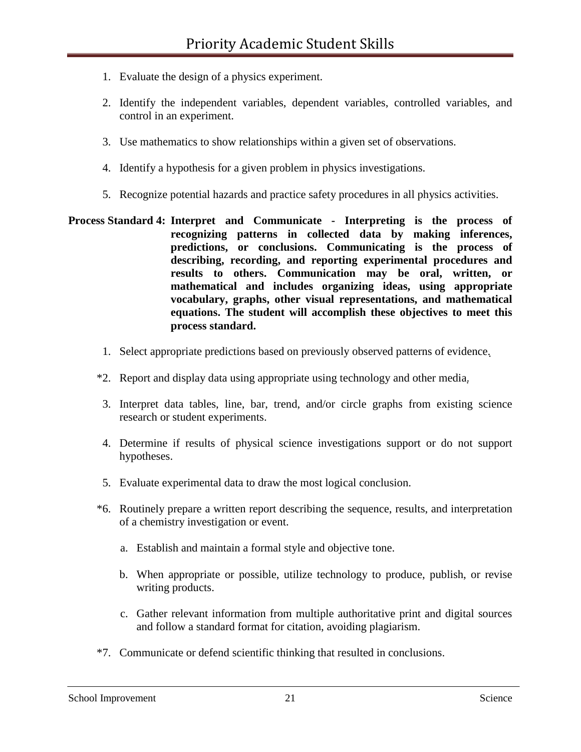1. Evaluate the design of a physics experiment.

2. Identify the independent variables, dependent variables, controlled variables, and control in an experiment.

3. Use mathematics to show relationships within a given set of observations.

4. Identify a hypothesis for a given problem in physics investigations.

5. Recognize potential hazards and practice safety procedures in all physics activities.

**Process Standard 4: Interpret and Communicate - Interpreting is the process of recognizing patterns in collected data by making inferences, predictions, or conclusions. Communicating is the process of describing, recording, and reporting experimental procedures and results to others. Communication may be oral, written, or mathematical and includes organizing ideas, using appropriate vocabulary, graphs, other visual representations, and mathematical equations. The student will accomplish these objectives to meet this process standard.**

1. Select appropriate predictions based on previously observed patterns of evidence.

*2. Report and display data using appropriate using technology and other media.

3. Interpret data tables, line, bar, trend, and/or circle graphs from existing science research or student experiments.

4. Determine if results of physical science investigations support or do not support hypotheses.

5. Evaluate experimental data to draw the most logical conclusion.

*6. Routinely prepare a written report describing the sequence, results, and interpretation of a chemistry investigation or event.

   a. Establish and maintain a formal style and objective tone.

   b. When appropriate or possible, utilize technology to produce, publish, or revise writing products.

   c. Gather relevant information from multiple authoritative print and digital sources and follow a standard format for citation, avoiding plagiarism.

*7. Communicate or defend scientific thinking that resulted in conclusions.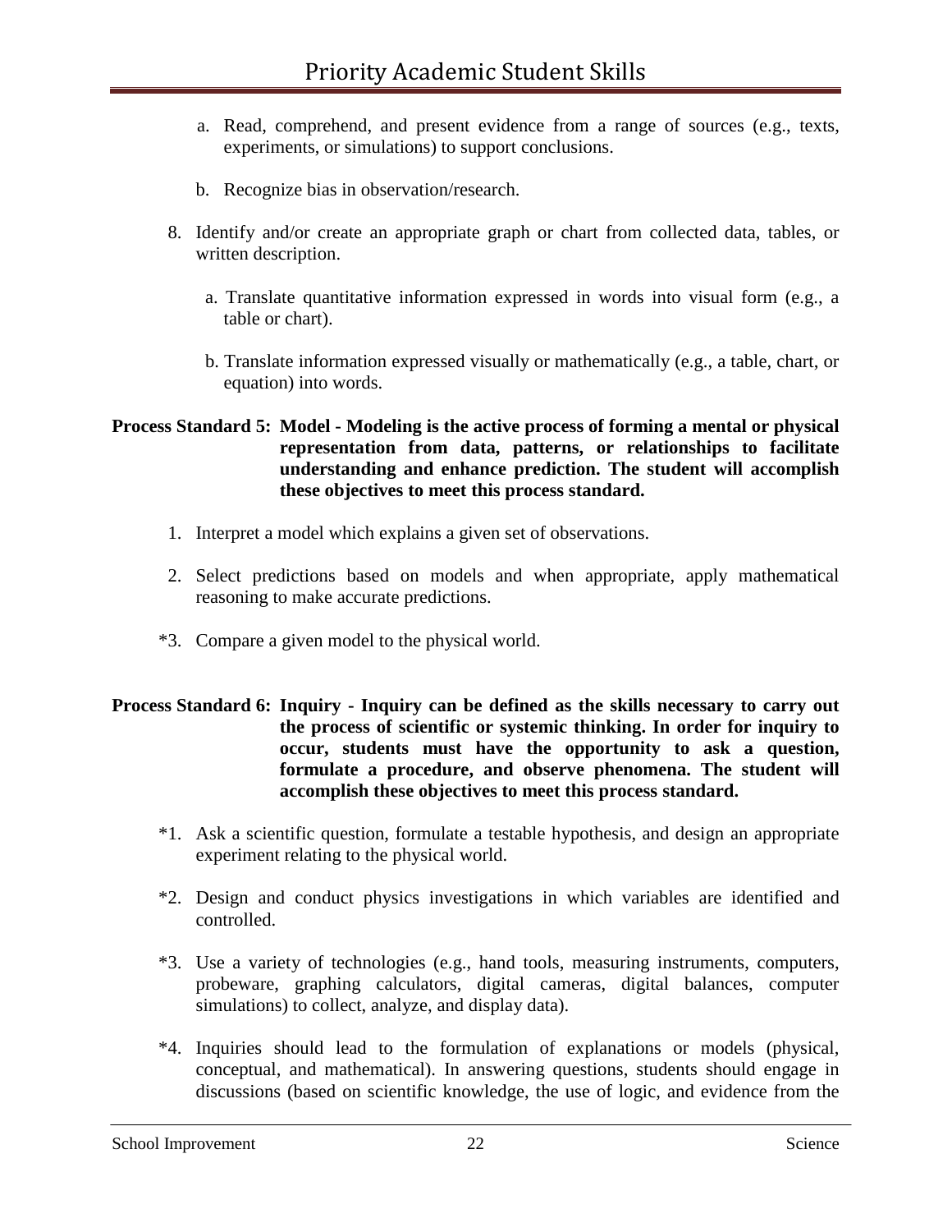a. Read, comprehend, and present evidence from a range of sources (e.g., texts, experiments, or simulations) to support conclusions.

b. Recognize bias in observation/research.

8. Identify and/or create an appropriate graph or chart from collected data, tables, or written description.

   a. Translate quantitative information expressed in words into visual form (e.g., a table or chart).

   b. Translate information expressed visually or mathematically (e.g., a table, chart, or equation) into words.

**Process Standard 5: Model - Modeling is the active process of forming a mental or physical representation from data, patterns, or relationships to facilitate understanding and enhance prediction. The student will accomplish these objectives to meet this process standard.**

1. Interpret a model which explains a given set of observations.

2. Select predictions based on models and when appropriate, apply mathematical reasoning to make accurate predictions.

*3. Compare a given model to the physical world.

**Process Standard 6: Inquiry - Inquiry can be defined as the skills necessary to carry out the process of scientific or systemic thinking. In order for inquiry to occur, students must have the opportunity to ask a question, formulate a procedure, and observe phenomena. The student will accomplish these objectives to meet this process standard.**

*1. Ask a scientific question, formulate a testable hypothesis, and design an appropriate experiment relating to the physical world.

*2. Design and conduct physics investigations in which variables are identified and controlled.

*3. Use a variety of technologies (e.g., hand tools, measuring instruments, computers, probeware, graphing calculators, digital cameras, digital balances, computer simulations) to collect, analyze, and display data).

*4. Inquiries should lead to the formulation of explanations or models (physical, conceptual, and mathematical). In answering questions, students should engage in discussions (based on scientific knowledge, the use of logic, and evidence from the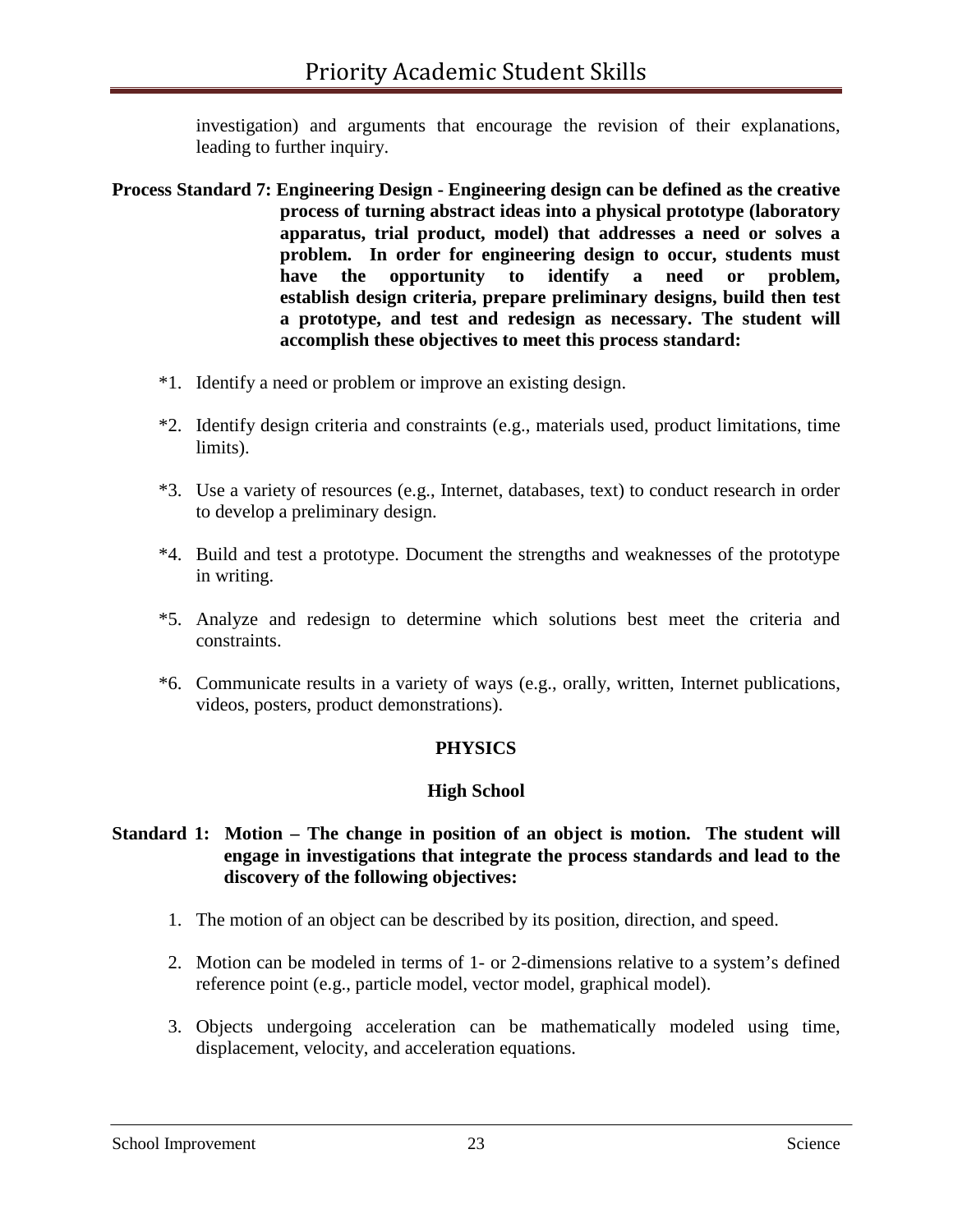investigation) and arguments that encourage the revision of their explanations, leading to further inquiry.

**Process Standard 7: Engineering Design - Engineering design can be defined as the creative process of turning abstract ideas into a physical prototype (laboratory apparatus, trial product, model) that addresses a need or solves a problem. In order for engineering design to occur, students must have the opportunity to identify a need or problem, establish design criteria, prepare preliminary designs, build then test a prototype, and test and redesign as necessary. The student will accomplish these objectives to meet this process standard:**

*1. Identify a need or problem or improve an existing design.

*2. Identify design criteria and constraints (e.g., materials used, product limitations, time limits).

*3. Use a variety of resources (e.g., Internet, databases, text) to conduct research in order to develop a preliminary design.

*4. Build and test a prototype. Document the strengths and weaknesses of the prototype in writing.

*5. Analyze and redesign to determine which solutions best meet the criteria and constraints.

*6. Communicate results in a variety of ways (e.g., orally, written, Internet publications, videos, posters, product demonstrations).

## PHYSICS

### High School

**Standard 1: Motion – The change in position of an object is motion. The student will engage in investigations that integrate the process standards and lead to the discovery of the following objectives:**

1. The motion of an object can be described by its position, direction, and speed.

2. Motion can be modeled in terms of 1- or 2-dimensions relative to a system's defined reference point (e.g., particle model, vector model, graphical model).

3. Objects undergoing acceleration can be mathematically modeled using time, displacement, velocity, and acceleration equations.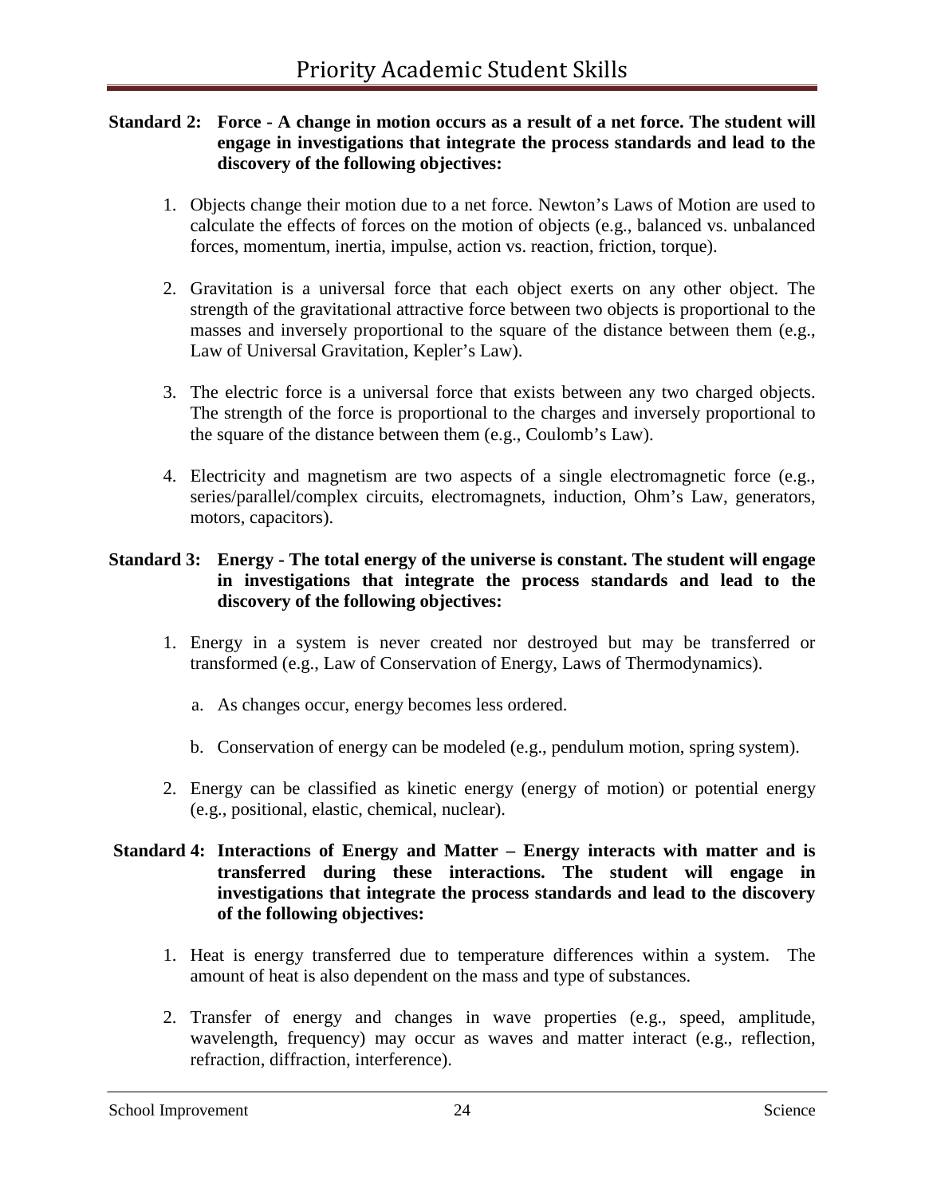**Standard 2: Force - A change in motion occurs as a result of a net force. The student will engage in investigations that integrate the process standards and lead to the discovery of the following objectives:**

1. Objects change their motion due to a net force. Newton's Laws of Motion are used to calculate the effects of forces on the motion of objects (e.g., balanced vs. unbalanced forces, momentum, inertia, impulse, action vs. reaction, friction, torque).

2. Gravitation is a universal force that each object exerts on any other object. The strength of the gravitational attractive force between two objects is proportional to the masses and inversely proportional to the square of the distance between them (e.g., Law of Universal Gravitation, Kepler's Law).

3. The electric force is a universal force that exists between any two charged objects. The strength of the force is proportional to the charges and inversely proportional to the square of the distance between them (e.g., Coulomb's Law).

4. Electricity and magnetism are two aspects of a single electromagnetic force (e.g., series/parallel/complex circuits, electromagnets, induction, Ohm's Law, generators, motors, capacitors).

**Standard 3: Energy - The total energy of the universe is constant. The student will engage in investigations that integrate the process standards and lead to the discovery of the following objectives:**

1. Energy in a system is never created nor destroyed but may be transferred or transformed (e.g., Law of Conservation of Energy, Laws of Thermodynamics).

   a. As changes occur, energy becomes less ordered.

   b. Conservation of energy can be modeled (e.g., pendulum motion, spring system).

2. Energy can be classified as kinetic energy (energy of motion) or potential energy (e.g., positional, elastic, chemical, nuclear).

**Standard 4: Interactions of Energy and Matter – Energy interacts with matter and is transferred during these interactions. The student will engage in investigations that integrate the process standards and lead to the discovery of the following objectives:**

1. Heat is energy transferred due to temperature differences within a system. The amount of heat is also dependent on the mass and type of substances.

2. Transfer of energy and changes in wave properties (e.g., speed, amplitude, wavelength, frequency) may occur as waves and matter interact (e.g., reflection, refraction, diffraction, interference).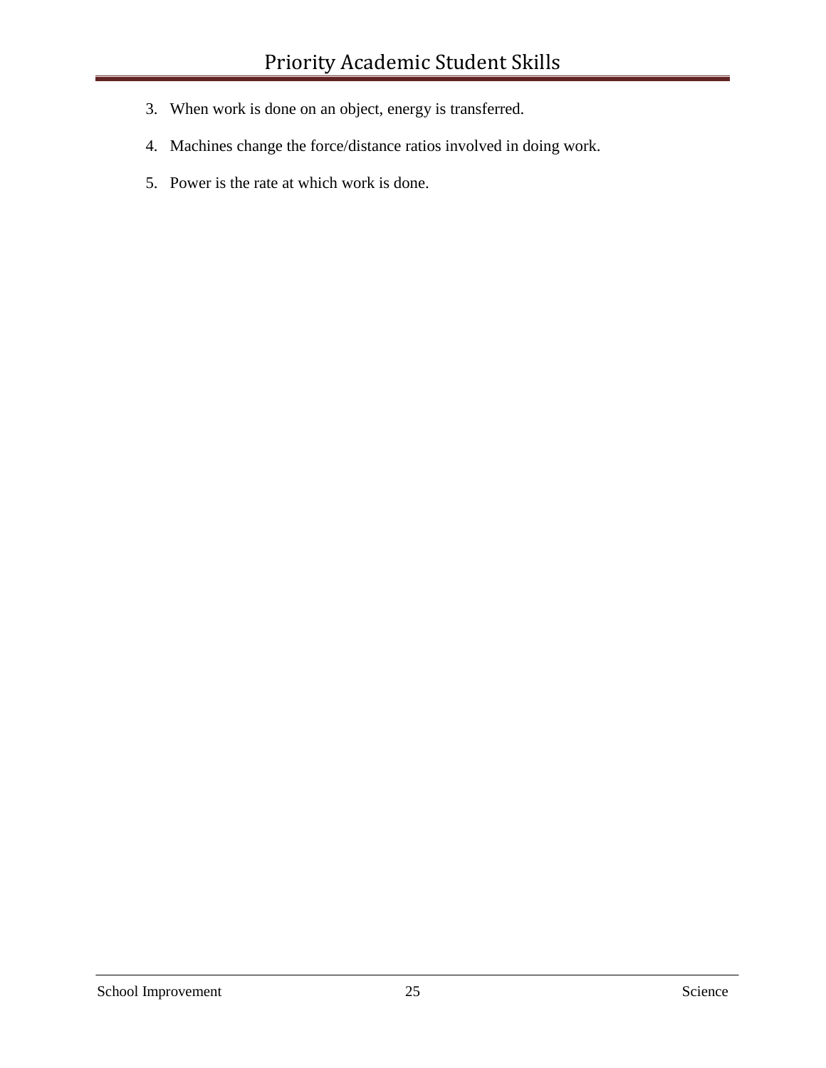3. When work is done on an object, energy is transferred.

4. Machines change the force/distance ratios involved in doing work.

5. Power is the rate at which work is done.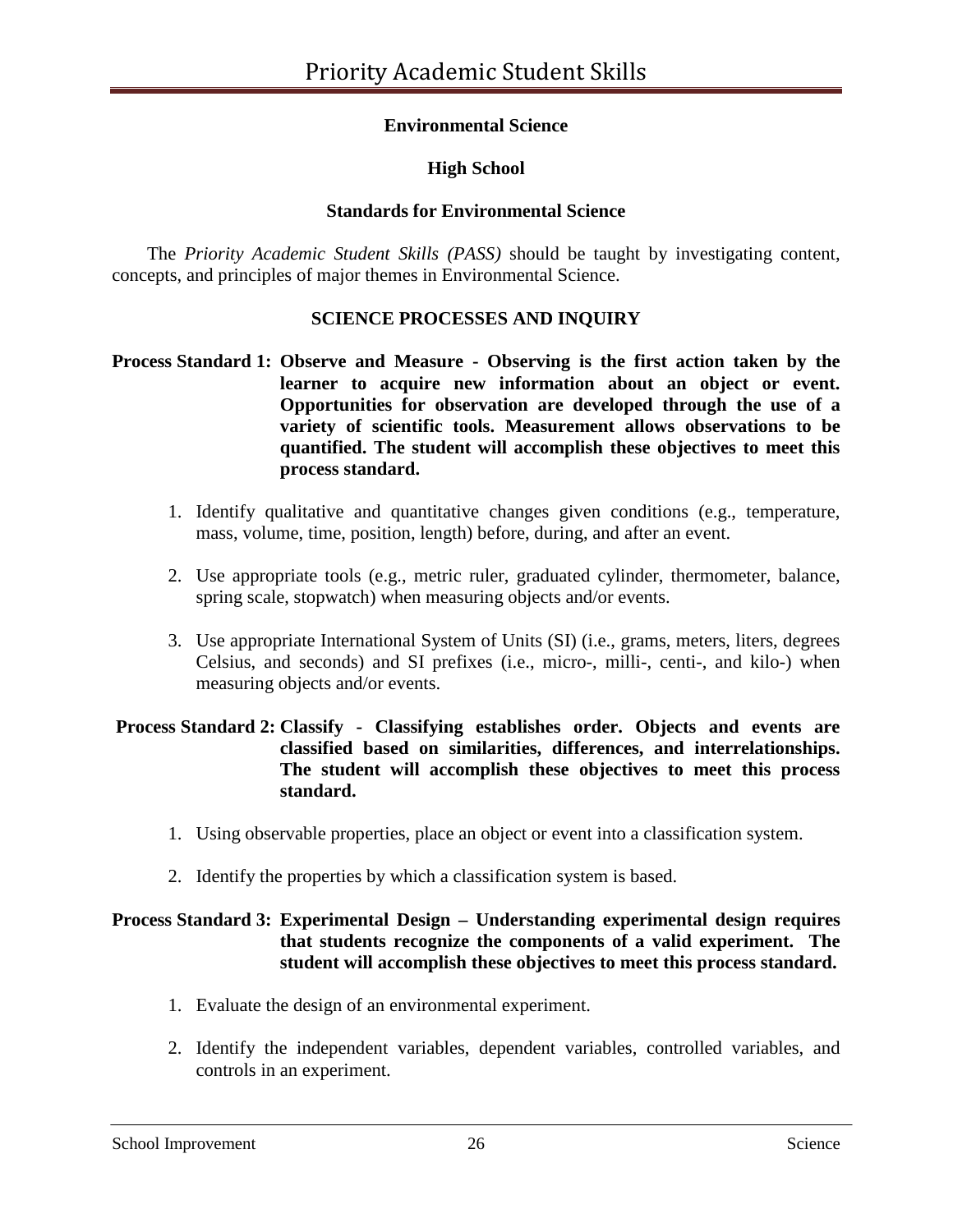## Environmental Science

### High School

### Standards for Environmental Science

The *Priority Academic Student Skills (PASS)* should be taught by investigating content, concepts, and principles of major themes in Environmental Science.

### SCIENCE PROCESSES AND INQUIRY

**Process Standard 1: Observe and Measure - Observing is the first action taken by the learner to acquire new information about an object or event. Opportunities for observation are developed through the use of a variety of scientific tools. Measurement allows observations to be quantified. The student will accomplish these objectives to meet this process standard.**

1. Identify qualitative and quantitative changes given conditions (e.g., temperature, mass, volume, time, position, length) before, during, and after an event.

2. Use appropriate tools (e.g., metric ruler, graduated cylinder, thermometer, balance, spring scale, stopwatch) when measuring objects and/or events.

3. Use appropriate International System of Units (SI) (i.e., grams, meters, liters, degrees Celsius, and seconds) and SI prefixes (i.e., micro-, milli-, centi-, and kilo-) when measuring objects and/or events.

**Process Standard 2: Classify - Classifying establishes order. Objects and events are classified based on similarities, differences, and interrelationships. The student will accomplish these objectives to meet this process standard.**

1. Using observable properties, place an object or event into a classification system.

2. Identify the properties by which a classification system is based.

**Process Standard 3: Experimental Design – Understanding experimental design requires that students recognize the components of a valid experiment. The student will accomplish these objectives to meet this process standard.**

1. Evaluate the design of an environmental experiment.

2. Identify the independent variables, dependent variables, controlled variables, and controls in an experiment.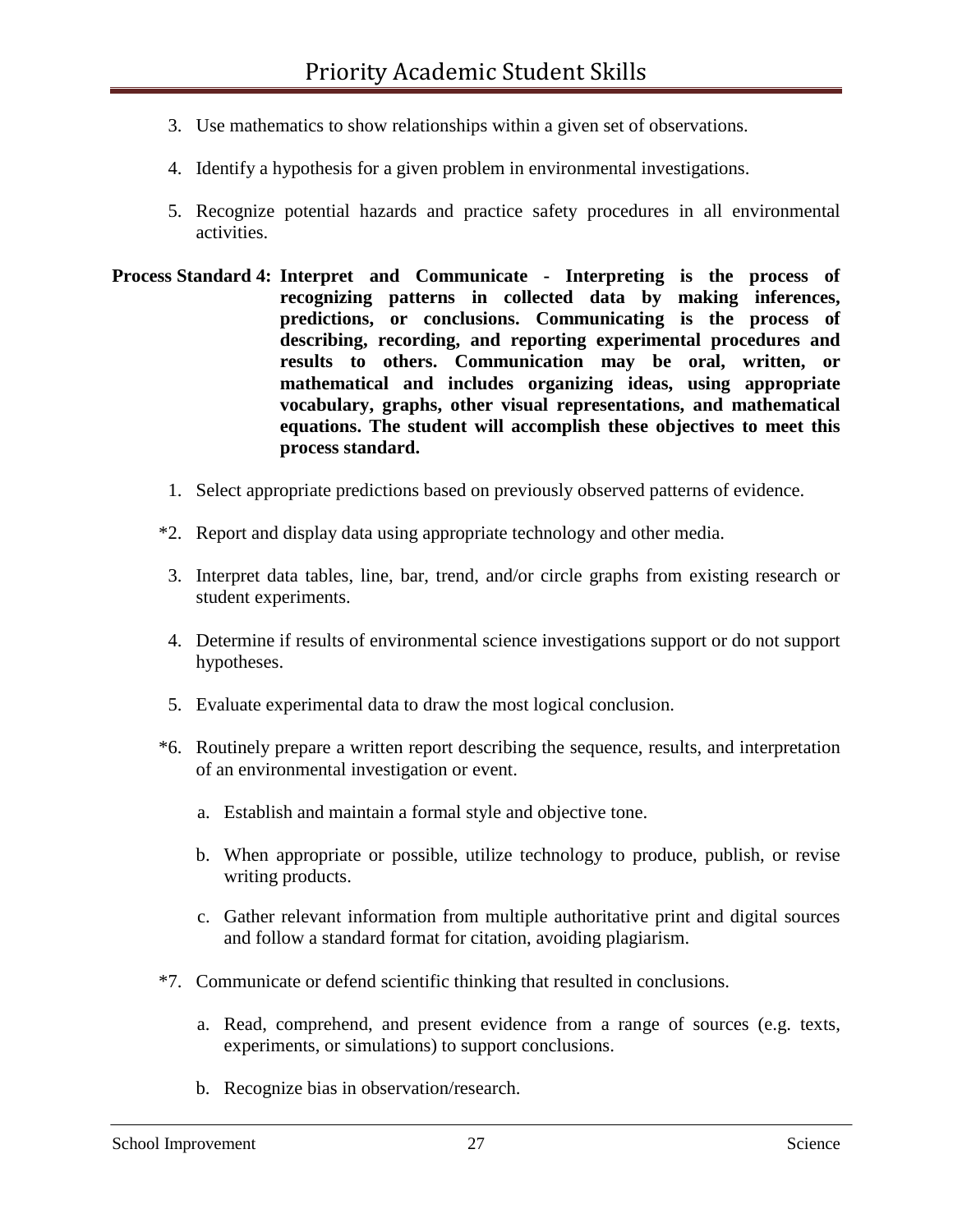3. Use mathematics to show relationships within a given set of observations.

4. Identify a hypothesis for a given problem in environmental investigations.

5. Recognize potential hazards and practice safety procedures in all environmental activities.

**Process Standard 4: Interpret and Communicate - Interpreting is the process of recognizing patterns in collected data by making inferences, predictions, or conclusions. Communicating is the process of describing, recording, and reporting experimental procedures and results to others. Communication may be oral, written, or mathematical and includes organizing ideas, using appropriate vocabulary, graphs, other visual representations, and mathematical equations. The student will accomplish these objectives to meet this process standard.**

1. Select appropriate predictions based on previously observed patterns of evidence.

*2. Report and display data using appropriate technology and other media.

3. Interpret data tables, line, bar, trend, and/or circle graphs from existing research or student experiments.

4. Determine if results of environmental science investigations support or do not support hypotheses.

5. Evaluate experimental data to draw the most logical conclusion.

*6. Routinely prepare a written report describing the sequence, results, and interpretation of an environmental investigation or event.

   a. Establish and maintain a formal style and objective tone.

   b. When appropriate or possible, utilize technology to produce, publish, or revise writing products.

   c. Gather relevant information from multiple authoritative print and digital sources and follow a standard format for citation, avoiding plagiarism.

*7. Communicate or defend scientific thinking that resulted in conclusions.

   a. Read, comprehend, and present evidence from a range of sources (e.g. texts, experiments, or simulations) to support conclusions.

   b. Recognize bias in observation/research.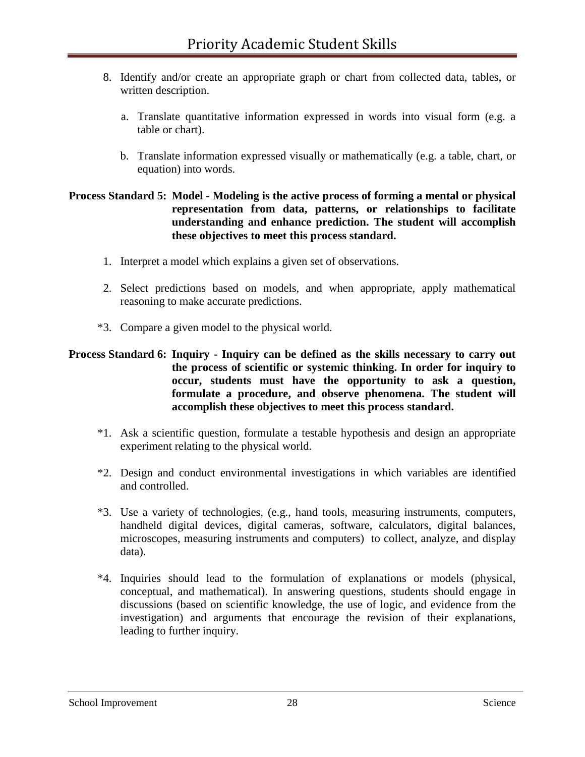8. Identify and/or create an appropriate graph or chart from collected data, tables, or written description.

    a. Translate quantitative information expressed in words into visual form (e.g. a table or chart).

    b. Translate information expressed visually or mathematically (e.g. a table, chart, or equation) into words.

**Process Standard 5: Model - Modeling is the active process of forming a mental or physical representation from data, patterns, or relationships to facilitate understanding and enhance prediction. The student will accomplish these objectives to meet this process standard.**

1. Interpret a model which explains a given set of observations.

2. Select predictions based on models, and when appropriate, apply mathematical reasoning to make accurate predictions.

*3. Compare a given model to the physical world.

**Process Standard 6: Inquiry - Inquiry can be defined as the skills necessary to carry out the process of scientific or systemic thinking. In order for inquiry to occur, students must have the opportunity to ask a question, formulate a procedure, and observe phenomena. The student will accomplish these objectives to meet this process standard.**

*1. Ask a scientific question, formulate a testable hypothesis and design an appropriate experiment relating to the physical world.

*2. Design and conduct environmental investigations in which variables are identified and controlled.

*3. Use a variety of technologies, (e.g., hand tools, measuring instruments, computers, handheld digital devices, digital cameras, software, calculators, digital balances, microscopes, measuring instruments and computers) to collect, analyze, and display data).

*4. Inquiries should lead to the formulation of explanations or models (physical, conceptual, and mathematical). In answering questions, students should engage in discussions (based on scientific knowledge, the use of logic, and evidence from the investigation) and arguments that encourage the revision of their explanations, leading to further inquiry.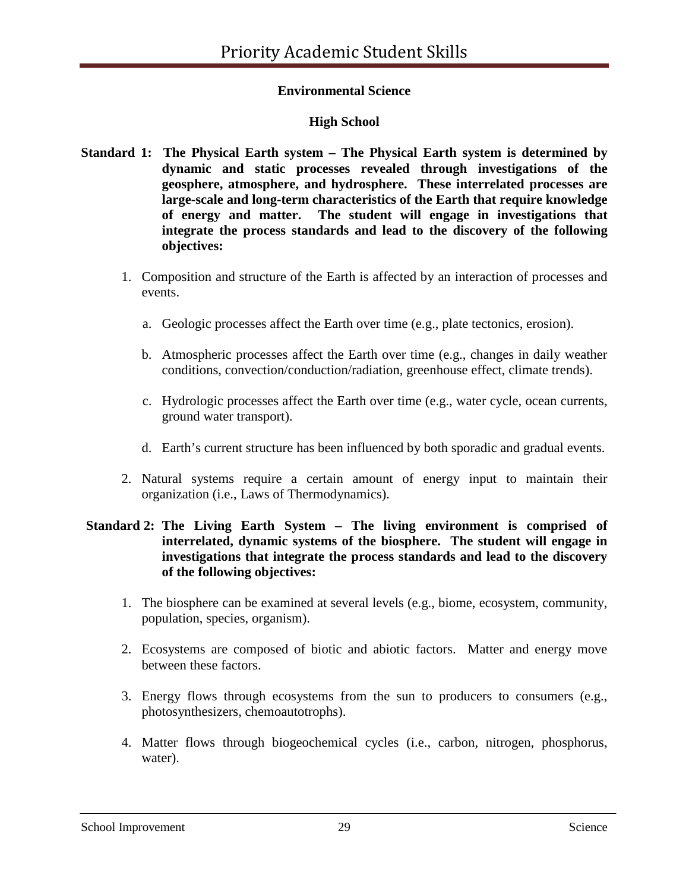## Environmental Science

### High School

**Standard 1: The Physical Earth system – The Physical Earth system is determined by dynamic and static processes revealed through investigations of the geosphere, atmosphere, and hydrosphere. These interrelated processes are large-scale and long-term characteristics of the Earth that require knowledge of energy and matter. The student will engage in investigations that integrate the process standards and lead to the discovery of the following objectives:**

1. Composition and structure of the Earth is affected by an interaction of processes and events.

   a. Geologic processes affect the Earth over time (e.g., plate tectonics, erosion).

   b. Atmospheric processes affect the Earth over time (e.g., changes in daily weather conditions, convection/conduction/radiation, greenhouse effect, climate trends).

   c. Hydrologic processes affect the Earth over time (e.g., water cycle, ocean currents, ground water transport).

   d. Earth's current structure has been influenced by both sporadic and gradual events.

2. Natural systems require a certain amount of energy input to maintain their organization (i.e., Laws of Thermodynamics).

**Standard 2: The Living Earth System – The living environment is comprised of interrelated, dynamic systems of the biosphere. The student will engage in investigations that integrate the process standards and lead to the discovery of the following objectives:**

1. The biosphere can be examined at several levels (e.g., biome, ecosystem, community, population, species, organism).

2. Ecosystems are composed of biotic and abiotic factors. Matter and energy move between these factors.

3. Energy flows through ecosystems from the sun to producers to consumers (e.g., photosynthesizers, chemoautotrophs).

4. Matter flows through biogeochemical cycles (i.e., carbon, nitrogen, phosphorus, water).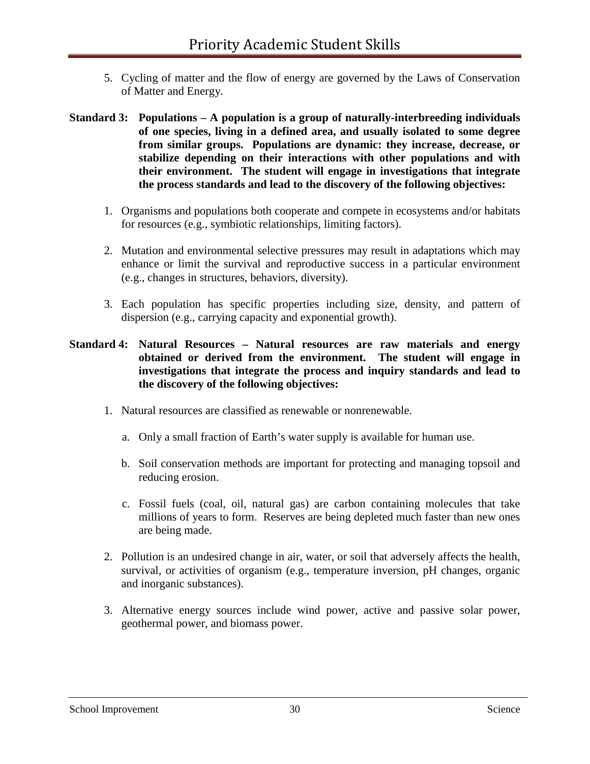5. Cycling of matter and the flow of energy are governed by the Laws of Conservation of Matter and Energy.

**Standard 3: Populations – A population is a group of naturally-interbreeding individuals of one species, living in a defined area, and usually isolated to some degree from similar groups. Populations are dynamic: they increase, decrease, or stabilize depending on their interactions with other populations and with their environment. The student will engage in investigations that integrate the process standards and lead to the discovery of the following objectives:**

1. Organisms and populations both cooperate and compete in ecosystems and/or habitats for resources (e.g., symbiotic relationships, limiting factors).

2. Mutation and environmental selective pressures may result in adaptations which may enhance or limit the survival and reproductive success in a particular environment (e.g., changes in structures, behaviors, diversity).

3. Each population has specific properties including size, density, and pattern of dispersion (e.g., carrying capacity and exponential growth).

**Standard 4: Natural Resources – Natural resources are raw materials and energy obtained or derived from the environment. The student will engage in investigations that integrate the process and inquiry standards and lead to the discovery of the following objectives:**

1. Natural resources are classified as renewable or nonrenewable.

   a. Only a small fraction of Earth's water supply is available for human use.

   b. Soil conservation methods are important for protecting and managing topsoil and reducing erosion.

   c. Fossil fuels (coal, oil, natural gas) are carbon containing molecules that take millions of years to form. Reserves are being depleted much faster than new ones are being made.

2. Pollution is an undesired change in air, water, or soil that adversely affects the health, survival, or activities of organism (e.g., temperature inversion, pH changes, organic and inorganic substances).

3. Alternative energy sources include wind power, active and passive solar power, geothermal power, and biomass power.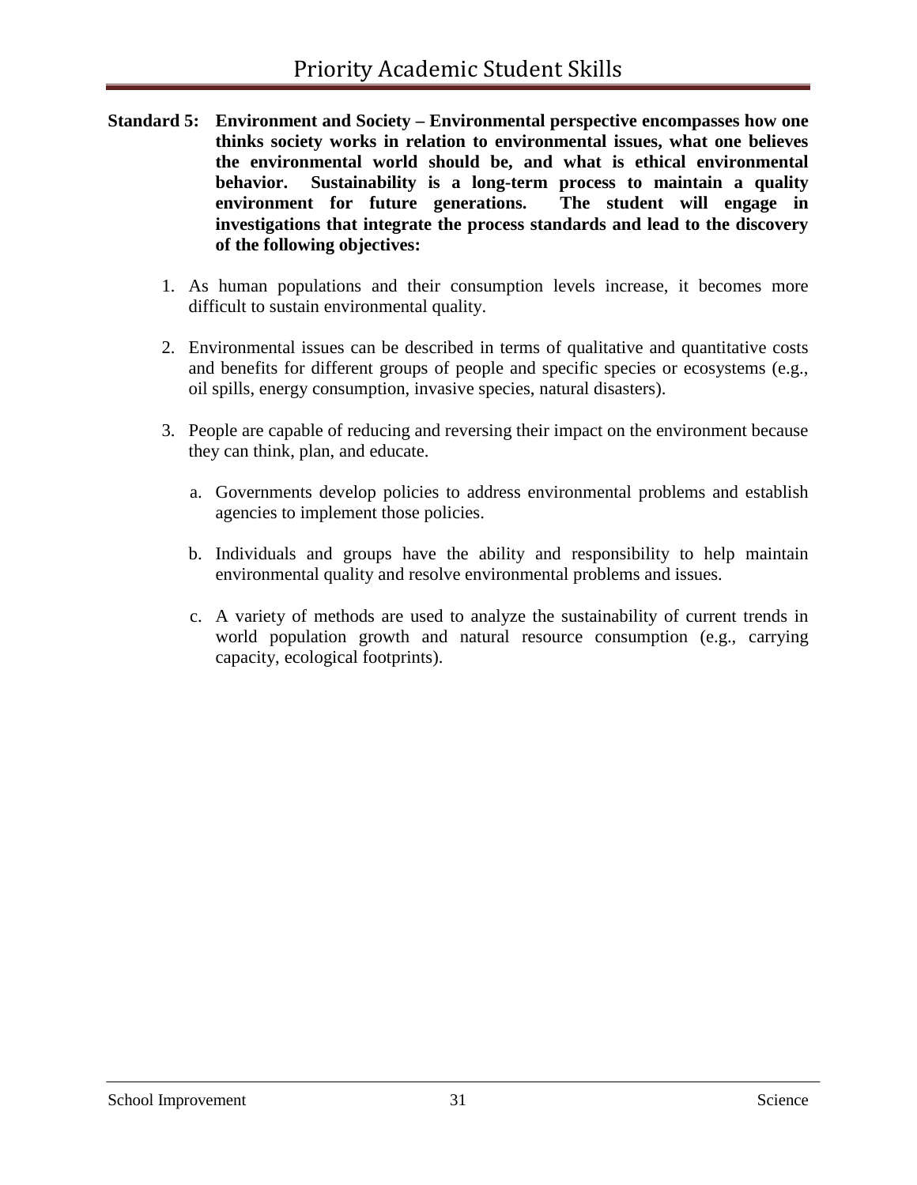**Standard 5: Environment and Society – Environmental perspective encompasses how one thinks society works in relation to environmental issues, what one believes the environmental world should be, and what is ethical environmental behavior. Sustainability is a long-term process to maintain a quality environment for future generations. The student will engage in investigations that integrate the process standards and lead to the discovery of the following objectives:**

1. As human populations and their consumption levels increase, it becomes more difficult to sustain environmental quality.

2. Environmental issues can be described in terms of qualitative and quantitative costs and benefits for different groups of people and specific species or ecosystems (e.g., oil spills, energy consumption, invasive species, natural disasters).

3. People are capable of reducing and reversing their impact on the environment because they can think, plan, and educate.

   a. Governments develop policies to address environmental problems and establish agencies to implement those policies.

   b. Individuals and groups have the ability and responsibility to help maintain environmental quality and resolve environmental problems and issues.

   c. A variety of methods are used to analyze the sustainability of current trends in world population growth and natural resource consumption (e.g., carrying capacity, ecological footprints).